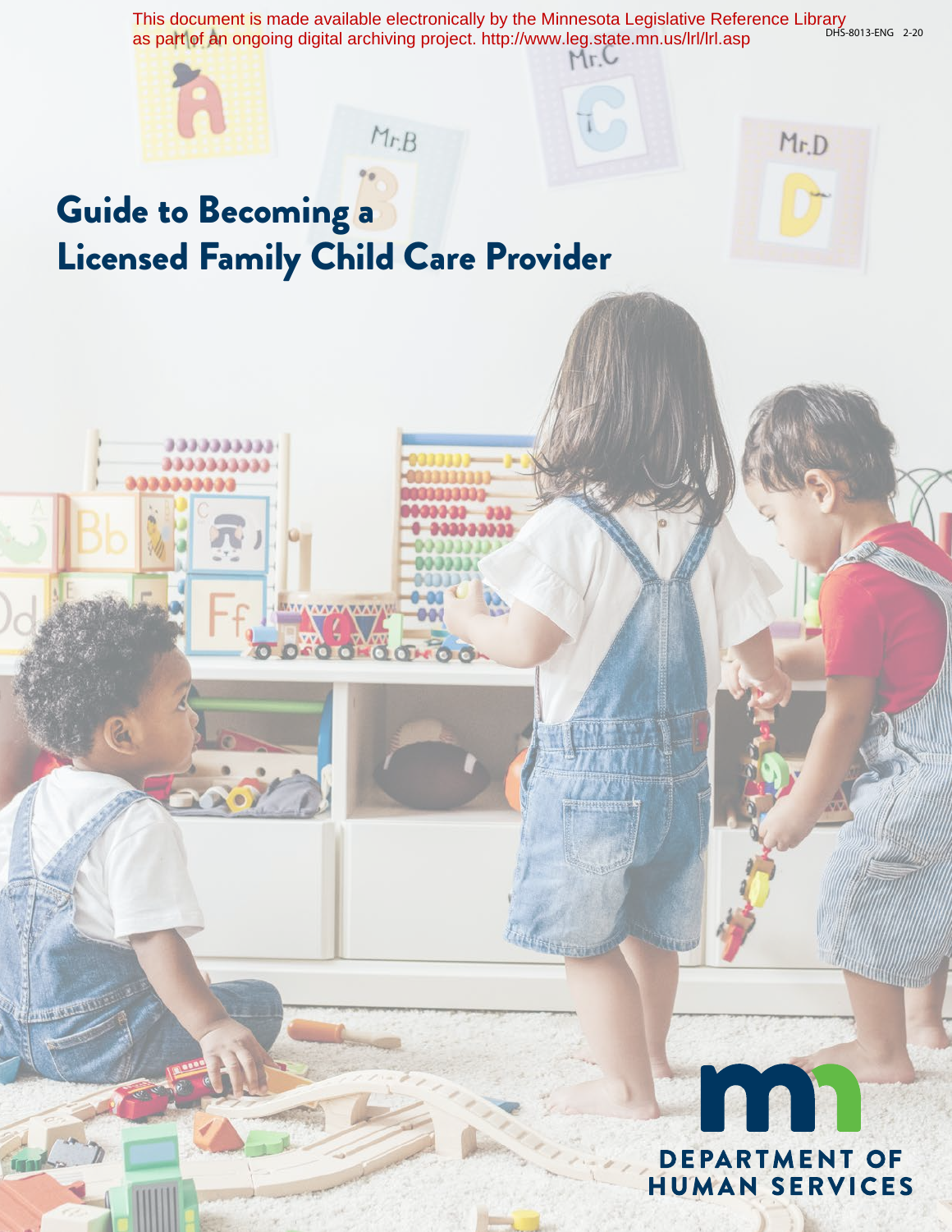This document is made available electronically by the Minnesota Legislative Reference Library as part of an ongoing digital archiving project. http://www.leg.state.mn.us/lrl/lrl.asp

DHS-8013-ENG 2-20

# Guide to Becoming a Licensed Family Child Care Provider

DEPARTMENT OF HUMAN SERVICES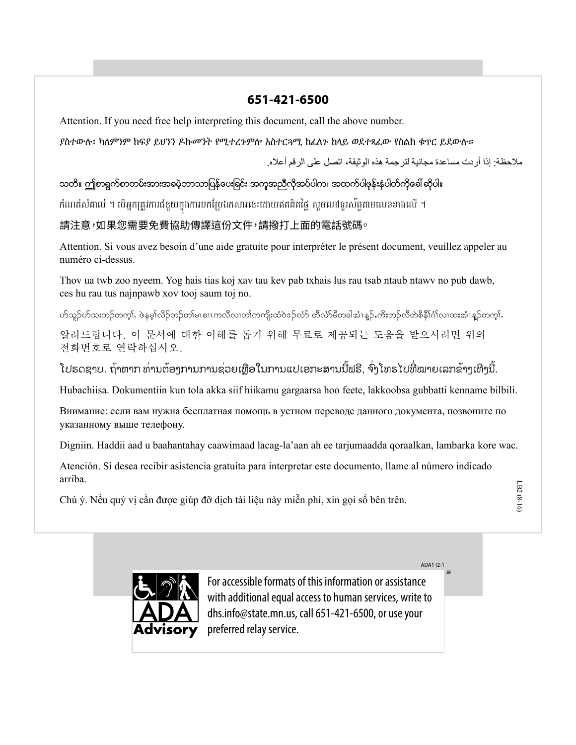**651-421-6500**

Attention. If you need free help interpreting this document, call the above number.

ያስተውሉ፡ ካለምንም ክፍያ ይህንን ዶኩመንት የሚተረጉምሎ አስተርጓሚ ከፈለጉ ከላይ ወደተጻፈው የስልክ ቁጥር ይደውሉ።

ملاحظة: إذا أردت مساعدة مجانية لترجمة هذه الوثيقة، اتصل على الرقم أعلاه.

သတိ။ ဤစာရွက်စာတမ်းအားအခမဲ့ဘာသာပြန်ပေးခြင်း အကူအညီလိုအပ်ပါက၊ အထက်ပါဖုန်းနံပါတ်ကိုခေါ်ဆိုပါ။

កំណត់សំគាល់ ។ បើអ្នកត្រូវការជំនួយក្នុងការបកប្រែឯកសារនេះដោយឥតគិតថ្លៃ សូមហៅទូរស័ព្ទតាមលេខខាងលើ ។

請注意，如果您需要免費協助傳譯這份文件，請撥打上面的電話號碼。

Attention. Si vous avez besoin d'une aide gratuite pour interpréter le présent document, veuillez appeler au numéro ci-dessus.

Thov ua twb zoo nyeem. Yog hais tias koj xav tau kev pab txhais lus rau tsab ntaub ntawv no pub dawb, ces hu rau tus najnpawb xov tooj saum toj no.

ဟ်သူဉ်ဟ်သးဘဉ်တက့ၢ်. ဖဲနမ့ၢ်လိဉ်ဘဉ်တၢ်မၤစၢၤကလီလၢတၢ်ကကျိးထံဝဲဒဉ်လံာ် တီလံာ်မီတခါအံၤန့ဉ်,ကိးဘဉ်လီတဲစိနီၣ်ဂံၢ်လၢထးအံၤန့ဉ်တက့ၢ်.

알려드립니다. 이 문서에 대한 이해를 돕기 위해 무료로 제공되는 도움을 받으시려면 위의 전화번호로 연락하십시오.

ໂປຣດຊາບ. ຖ້າຫາກ ທ່ານຕ້ອງການການຊ່ວຍເຫຼືອໃນການແປເອກະສານນີ້ຟຣີ, ຈົ່ງໂທຣໄປທີ່ໝາຍເລກຂ້າງເທິງນີ້.

Hubachiisa. Dokumentiin kun tola akka siif hiikamu gargaarsa hoo feete, lakkoobsa gubbatti kenname bilbili.

Внимание: если вам нужна бесплатная помощь в устном переводе данного документа, позвоните по указанному выше телефону.

Digniin. Haddii aad u baahantahay caawimaad lacag-la'aan ah ee tarjumaadda qoraalkan, lambarka kore wac.

Atención. Si desea recibir asistencia gratuita para interpretar este documento, llame al número indicado arriba.

Chú ý. Nếu quý vị cần được giúp đỡ dịch tài liệu này miễn phí, xin gọi số bên trên.

LB2 (8-16)

ADA1 (2-18)

ADA Advisory

For accessible formats of this information or assistance with additional equal access to human services, write to dhs.info@state.mn.us, call 651-421-6500, or use your preferred relay service.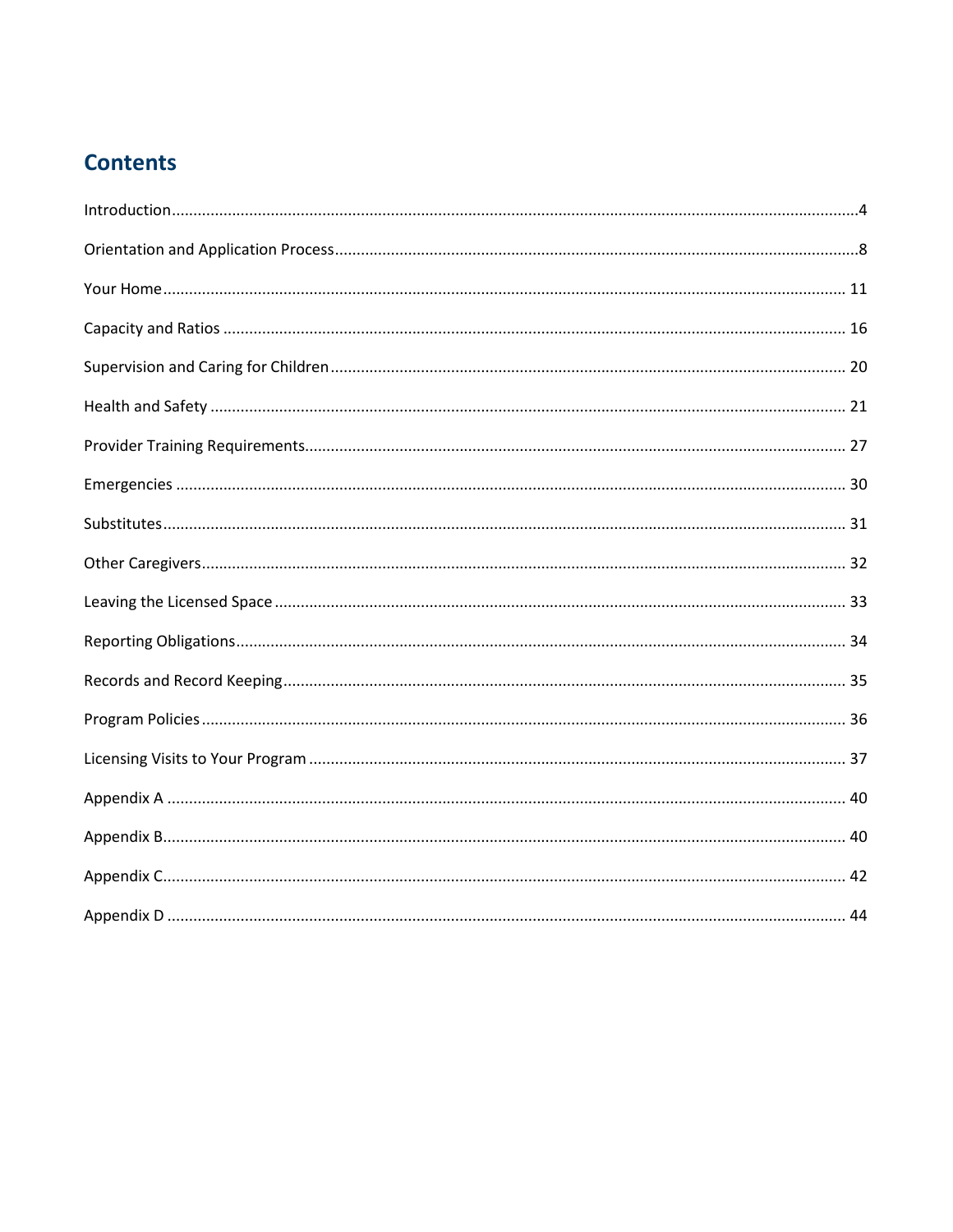## Contents

Introduction....4

Orientation and Application Process....8

Your Home.... 11

Capacity and Ratios .... 16

Supervision and Caring for Children.... 20

Health and Safety .... 21

Provider Training Requirements.... 27

Emergencies .... 30

Substitutes.... 31

Other Caregivers.... 32

Leaving the Licensed Space .... 33

Reporting Obligations.... 34

Records and Record Keeping.... 35

Program Policies.... 36

Licensing Visits to Your Program .... 37

Appendix A .... 40

Appendix B.... 40

Appendix C.... 42

Appendix D .... 44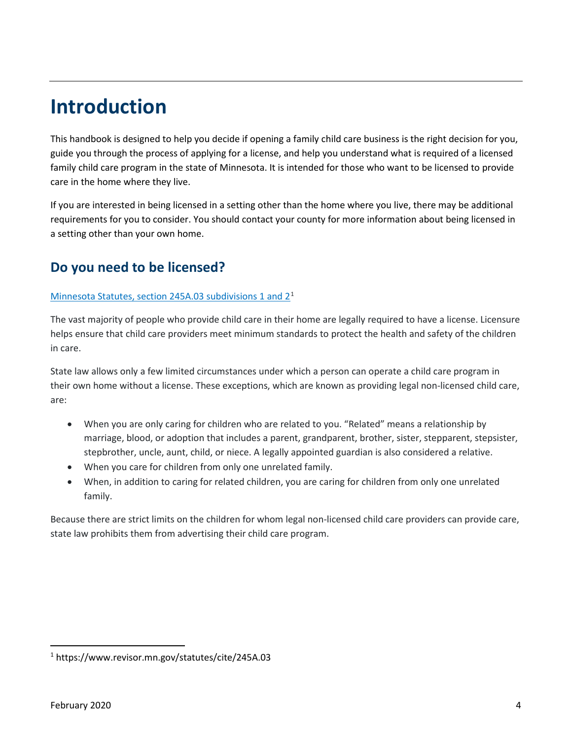# Introduction

This handbook is designed to help you decide if opening a family child care business is the right decision for you, guide you through the process of applying for a license, and help you understand what is required of a licensed family child care program in the state of Minnesota. It is intended for those who want to be licensed to provide care in the home where they live.

If you are interested in being licensed in a setting other than the home where you live, there may be additional requirements for you to consider. You should contact your county for more information about being licensed in a setting other than your own home.

## Do you need to be licensed?

[Minnesota Statutes, section 245A.03 subdivisions 1 and 2](https://www.revisor.mn.gov/statutes/cite/245A.03)[1]

The vast majority of people who provide child care in their home are legally required to have a license. Licensure helps ensure that child care providers meet minimum standards to protect the health and safety of the children in care.

State law allows only a few limited circumstances under which a person can operate a child care program in their own home without a license. These exceptions, which are known as providing legal non-licensed child care, are:

- When you are only caring for children who are related to you. "Related" means a relationship by marriage, blood, or adoption that includes a parent, grandparent, brother, sister, stepparent, stepsister, stepbrother, uncle, aunt, child, or niece. A legally appointed guardian is also considered a relative.
- When you care for children from only one unrelated family.
- When, in addition to caring for related children, you are caring for children from only one unrelated family.

Because there are strict limits on the children for whom legal non-licensed child care providers can provide care, state law prohibits them from advertising their child care program.

[1] https://www.revisor.mn.gov/statutes/cite/245A.03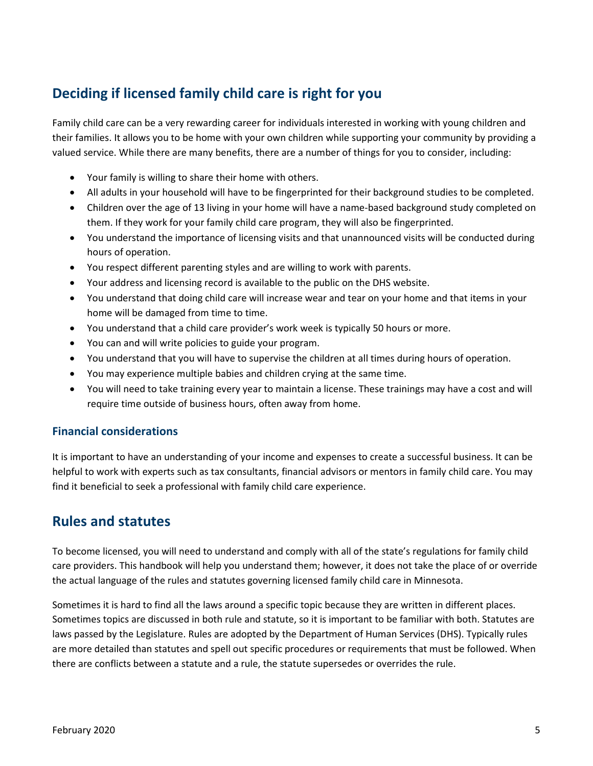## Deciding if licensed family child care is right for you

Family child care can be a very rewarding career for individuals interested in working with young children and their families. It allows you to be home with your own children while supporting your community by providing a valued service. While there are many benefits, there are a number of things for you to consider, including:

- Your family is willing to share their home with others.
- All adults in your household will have to be fingerprinted for their background studies to be completed.
- Children over the age of 13 living in your home will have a name-based background study completed on them. If they work for your family child care program, they will also be fingerprinted.
- You understand the importance of licensing visits and that unannounced visits will be conducted during hours of operation.
- You respect different parenting styles and are willing to work with parents.
- Your address and licensing record is available to the public on the DHS website.
- You understand that doing child care will increase wear and tear on your home and that items in your home will be damaged from time to time.
- You understand that a child care provider's work week is typically 50 hours or more.
- You can and will write policies to guide your program.
- You understand that you will have to supervise the children at all times during hours of operation.
- You may experience multiple babies and children crying at the same time.
- You will need to take training every year to maintain a license. These trainings may have a cost and will require time outside of business hours, often away from home.

### Financial considerations

It is important to have an understanding of your income and expenses to create a successful business. It can be helpful to work with experts such as tax consultants, financial advisors or mentors in family child care. You may find it beneficial to seek a professional with family child care experience.

## Rules and statutes

To become licensed, you will need to understand and comply with all of the state's regulations for family child care providers. This handbook will help you understand them; however, it does not take the place of or override the actual language of the rules and statutes governing licensed family child care in Minnesota.

Sometimes it is hard to find all the laws around a specific topic because they are written in different places. Sometimes topics are discussed in both rule and statute, so it is important to be familiar with both. Statutes are laws passed by the Legislature. Rules are adopted by the Department of Human Services (DHS). Typically rules are more detailed than statutes and spell out specific procedures or requirements that must be followed. When there are conflicts between a statute and a rule, the statute supersedes or overrides the rule.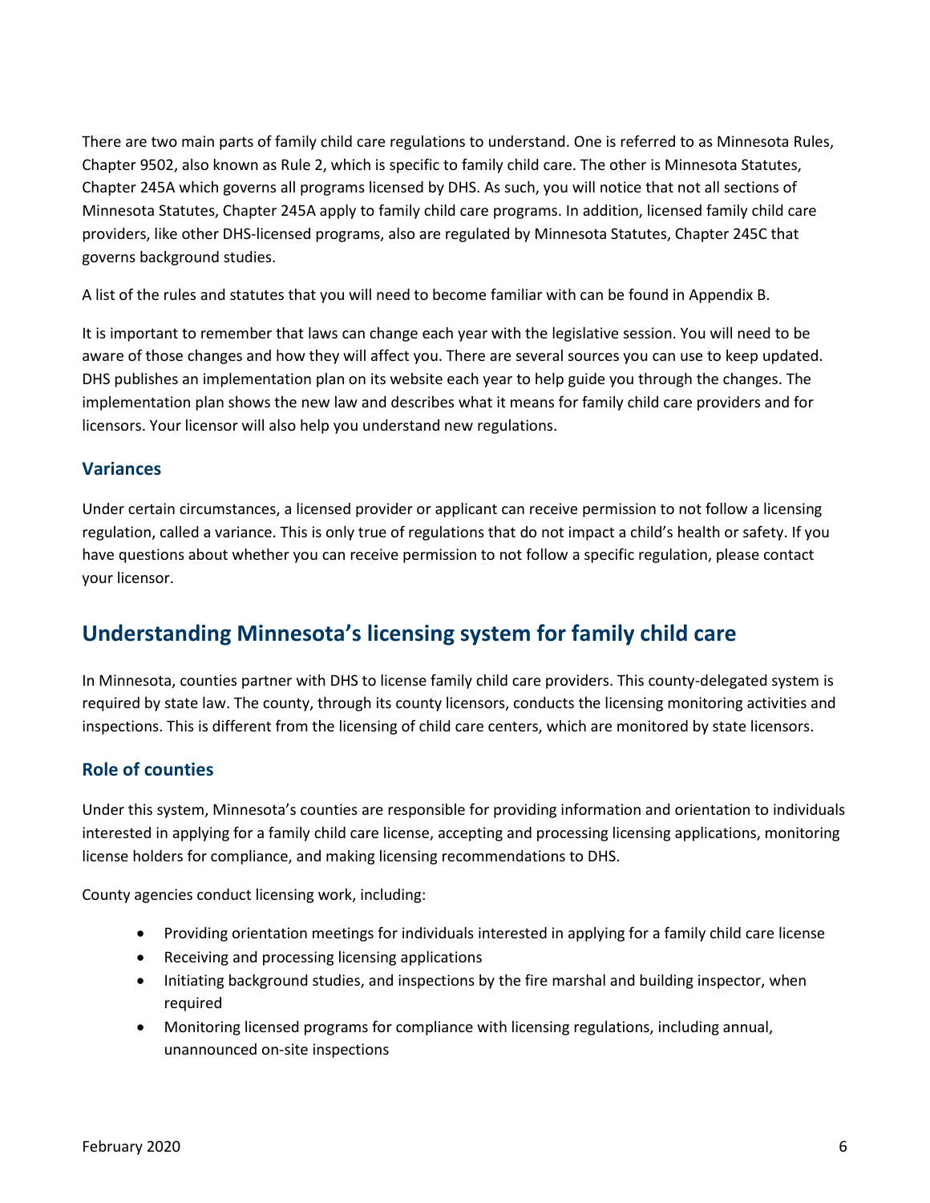There are two main parts of family child care regulations to understand. One is referred to as Minnesota Rules, Chapter 9502, also known as Rule 2, which is specific to family child care. The other is Minnesota Statutes, Chapter 245A which governs all programs licensed by DHS. As such, you will notice that not all sections of Minnesota Statutes, Chapter 245A apply to family child care programs. In addition, licensed family child care providers, like other DHS-licensed programs, also are regulated by Minnesota Statutes, Chapter 245C that governs background studies.

A list of the rules and statutes that you will need to become familiar with can be found in Appendix B.

It is important to remember that laws can change each year with the legislative session. You will need to be aware of those changes and how they will affect you. There are several sources you can use to keep updated. DHS publishes an implementation plan on its website each year to help guide you through the changes. The implementation plan shows the new law and describes what it means for family child care providers and for licensors. Your licensor will also help you understand new regulations.

### Variances

Under certain circumstances, a licensed provider or applicant can receive permission to not follow a licensing regulation, called a variance. This is only true of regulations that do not impact a child's health or safety. If you have questions about whether you can receive permission to not follow a specific regulation, please contact your licensor.

## Understanding Minnesota's licensing system for family child care

In Minnesota, counties partner with DHS to license family child care providers. This county-delegated system is required by state law. The county, through its county licensors, conducts the licensing monitoring activities and inspections. This is different from the licensing of child care centers, which are monitored by state licensors.

### Role of counties

Under this system, Minnesota's counties are responsible for providing information and orientation to individuals interested in applying for a family child care license, accepting and processing licensing applications, monitoring license holders for compliance, and making licensing recommendations to DHS.

County agencies conduct licensing work, including:

- Providing orientation meetings for individuals interested in applying for a family child care license
- Receiving and processing licensing applications
- Initiating background studies, and inspections by the fire marshal and building inspector, when required
- Monitoring licensed programs for compliance with licensing regulations, including annual, unannounced on-site inspections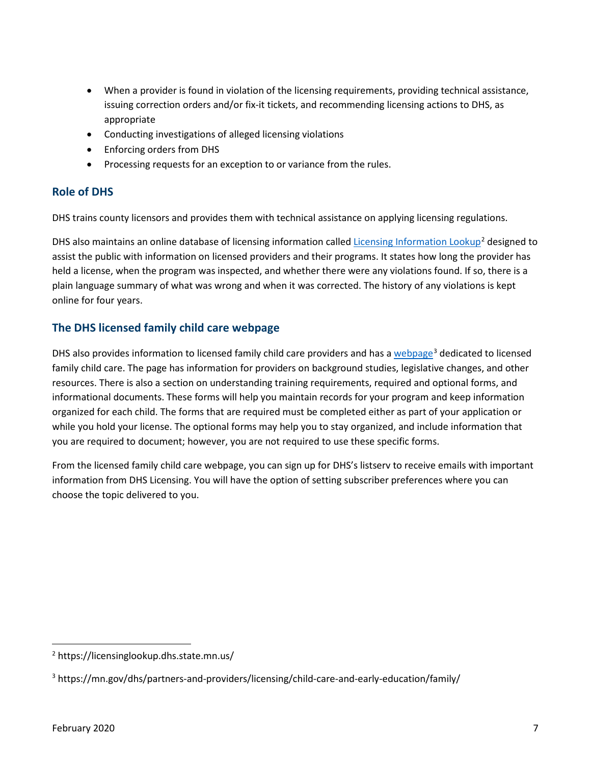- When a provider is found in violation of the licensing requirements, providing technical assistance, issuing correction orders and/or fix-it tickets, and recommending licensing actions to DHS, as appropriate
- Conducting investigations of alleged licensing violations
- Enforcing orders from DHS
- Processing requests for an exception to or variance from the rules.

## Role of DHS

DHS trains county licensors and provides them with technical assistance on applying licensing regulations.

DHS also maintains an online database of licensing information called Licensing Information Lookup[2] designed to assist the public with information on licensed providers and their programs. It states how long the provider has held a license, when the program was inspected, and whether there were any violations found. If so, there is a plain language summary of what was wrong and when it was corrected. The history of any violations is kept online for four years.

## The DHS licensed family child care webpage

DHS also provides information to licensed family child care providers and has a webpage[3] dedicated to licensed family child care. The page has information for providers on background studies, legislative changes, and other resources. There is also a section on understanding training requirements, required and optional forms, and informational documents. These forms will help you maintain records for your program and keep information organized for each child. The forms that are required must be completed either as part of your application or while you hold your license. The optional forms may help you to stay organized, and include information that you are required to document; however, you are not required to use these specific forms.

From the licensed family child care webpage, you can sign up for DHS's listserv to receive emails with important information from DHS Licensing. You will have the option of setting subscriber preferences where you can choose the topic delivered to you.

---

[2] https://licensinglookup.dhs.state.mn.us/

[3] https://mn.gov/dhs/partners-and-providers/licensing/child-care-and-early-education/family/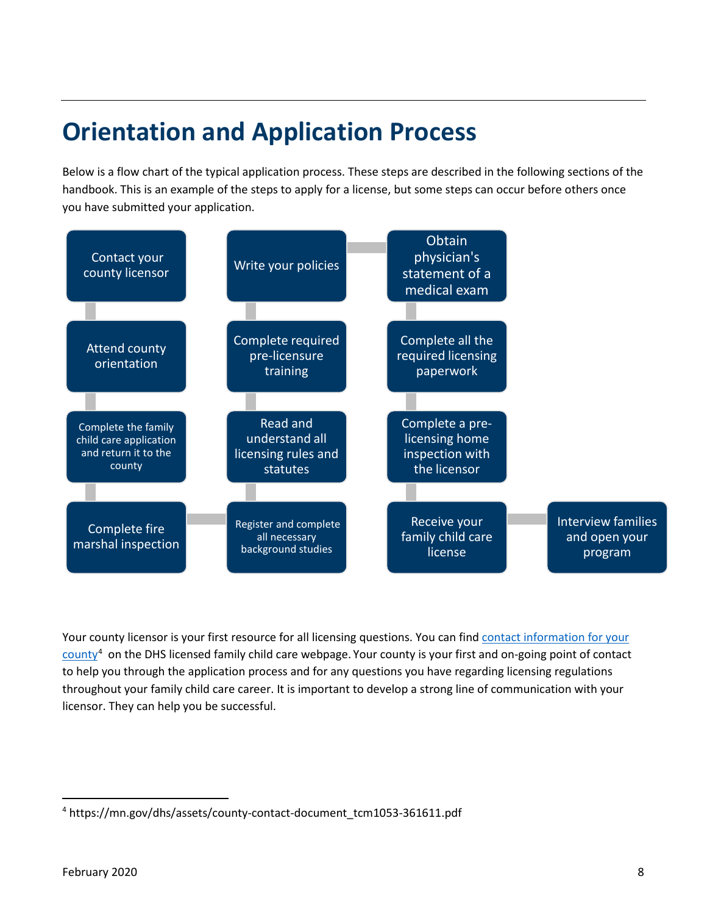# Orientation and Application Process

Below is a flow chart of the typical application process. These steps are described in the following sections of the handbook. This is an example of the steps to apply for a license, but some steps can occur before others once you have submitted your application.

Contact your county licensor

Attend county orientation

Complete the family child care application and return it to the county

Complete fire marshal inspection

Register and complete all necessary background studies

Read and understand all licensing rules and statutes

Complete required pre-licensure training

Write your policies

Obtain physician's statement of a medical exam

Complete all the required licensing paperwork

Complete a pre-licensing home inspection with the licensor

Receive your family child care license

Interview families and open your program

Your county licensor is your first resource for all licensing questions. You can find contact information for your county[4] on the DHS licensed family child care webpage. Your county is your first and on-going point of contact to help you through the application process and for any questions you have regarding licensing regulations throughout your family child care career. It is important to develop a strong line of communication with your licensor. They can help you be successful.

[4] https://mn.gov/dhs/assets/county-contact-document_tcm1053-361611.pdf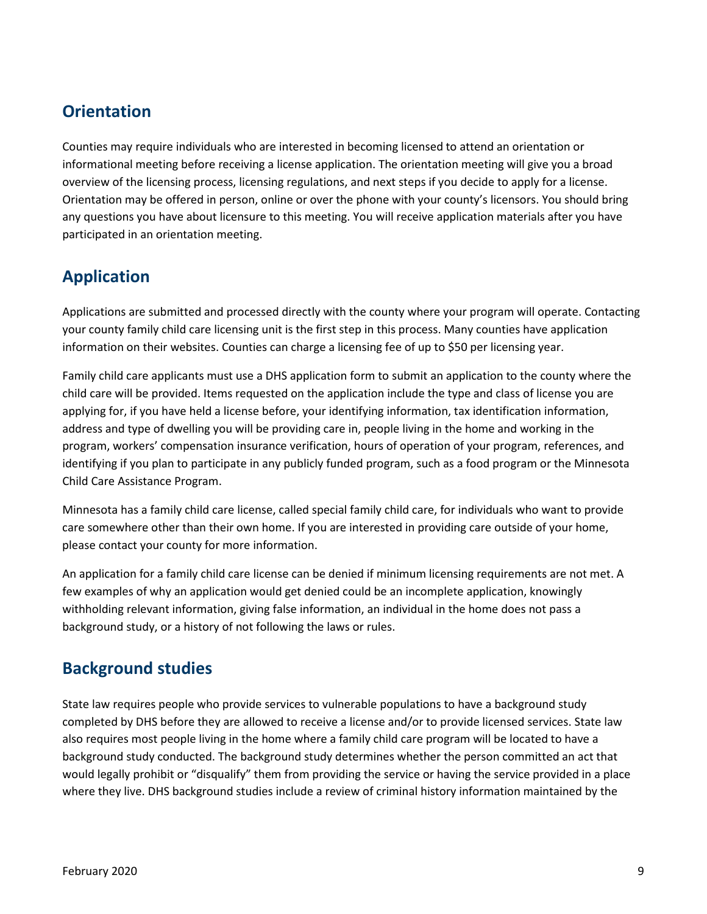## Orientation

Counties may require individuals who are interested in becoming licensed to attend an orientation or informational meeting before receiving a license application. The orientation meeting will give you a broad overview of the licensing process, licensing regulations, and next steps if you decide to apply for a license. Orientation may be offered in person, online or over the phone with your county's licensors. You should bring any questions you have about licensure to this meeting. You will receive application materials after you have participated in an orientation meeting.

## Application

Applications are submitted and processed directly with the county where your program will operate. Contacting your county family child care licensing unit is the first step in this process. Many counties have application information on their websites. Counties can charge a licensing fee of up to $50 per licensing year.

Family child care applicants must use a DHS application form to submit an application to the county where the child care will be provided. Items requested on the application include the type and class of license you are applying for, if you have held a license before, your identifying information, tax identification information, address and type of dwelling you will be providing care in, people living in the home and working in the program, workers' compensation insurance verification, hours of operation of your program, references, and identifying if you plan to participate in any publicly funded program, such as a food program or the Minnesota Child Care Assistance Program.

Minnesota has a family child care license, called special family child care, for individuals who want to provide care somewhere other than their own home. If you are interested in providing care outside of your home, please contact your county for more information.

An application for a family child care license can be denied if minimum licensing requirements are not met. A few examples of why an application would get denied could be an incomplete application, knowingly withholding relevant information, giving false information, an individual in the home does not pass a background study, or a history of not following the laws or rules.

## Background studies

State law requires people who provide services to vulnerable populations to have a background study completed by DHS before they are allowed to receive a license and/or to provide licensed services. State law also requires most people living in the home where a family child care program will be located to have a background study conducted. The background study determines whether the person committed an act that would legally prohibit or "disqualify" them from providing the service or having the service provided in a place where they live. DHS background studies include a review of criminal history information maintained by the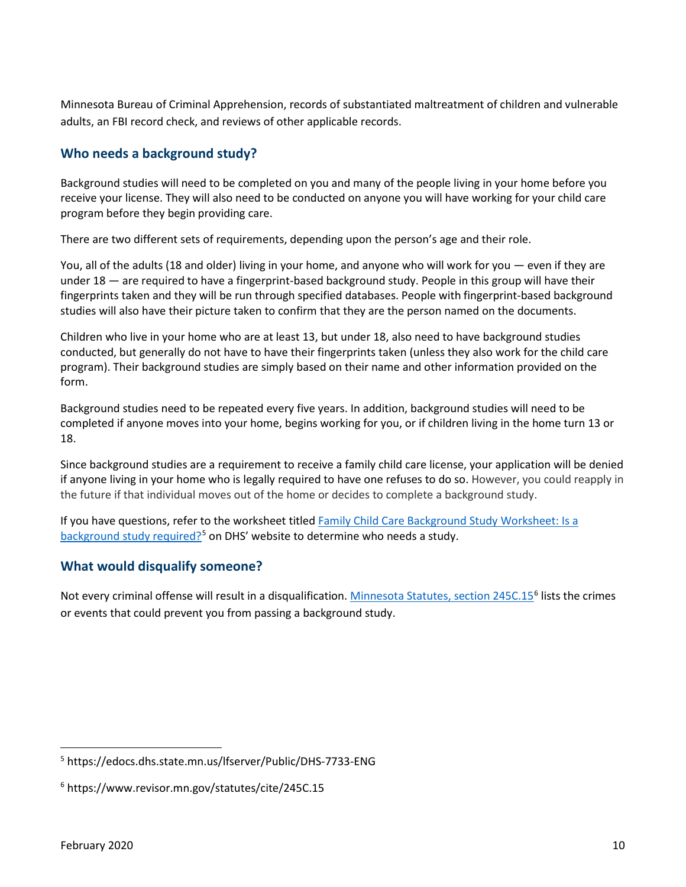Minnesota Bureau of Criminal Apprehension, records of substantiated maltreatment of children and vulnerable adults, an FBI record check, and reviews of other applicable records.

### Who needs a background study?

Background studies will need to be completed on you and many of the people living in your home before you receive your license. They will also need to be conducted on anyone you will have working for your child care program before they begin providing care.

There are two different sets of requirements, depending upon the person's age and their role.

You, all of the adults (18 and older) living in your home, and anyone who will work for you — even if they are under 18 — are required to have a fingerprint-based background study. People in this group will have their fingerprints taken and they will be run through specified databases. People with fingerprint-based background studies will also have their picture taken to confirm that they are the person named on the documents.

Children who live in your home who are at least 13, but under 18, also need to have background studies conducted, but generally do not have to have their fingerprints taken (unless they also work for the child care program). Their background studies are simply based on their name and other information provided on the form.

Background studies need to be repeated every five years. In addition, background studies will need to be completed if anyone moves into your home, begins working for you, or if children living in the home turn 13 or 18.

Since background studies are a requirement to receive a family child care license, your application will be denied if anyone living in your home who is legally required to have one refuses to do so. However, you could reapply in the future if that individual moves out of the home or decides to complete a background study.

If you have questions, refer to the worksheet titled Family Child Care Background Study Worksheet: Is a background study required?[5] on DHS' website to determine who needs a study.

### What would disqualify someone?

Not every criminal offense will result in a disqualification. Minnesota Statutes, section 245C.15[6] lists the crimes or events that could prevent you from passing a background study.

---

[5] https://edocs.dhs.state.mn.us/lfserver/Public/DHS-7733-ENG

[6] https://www.revisor.mn.gov/statutes/cite/245C.15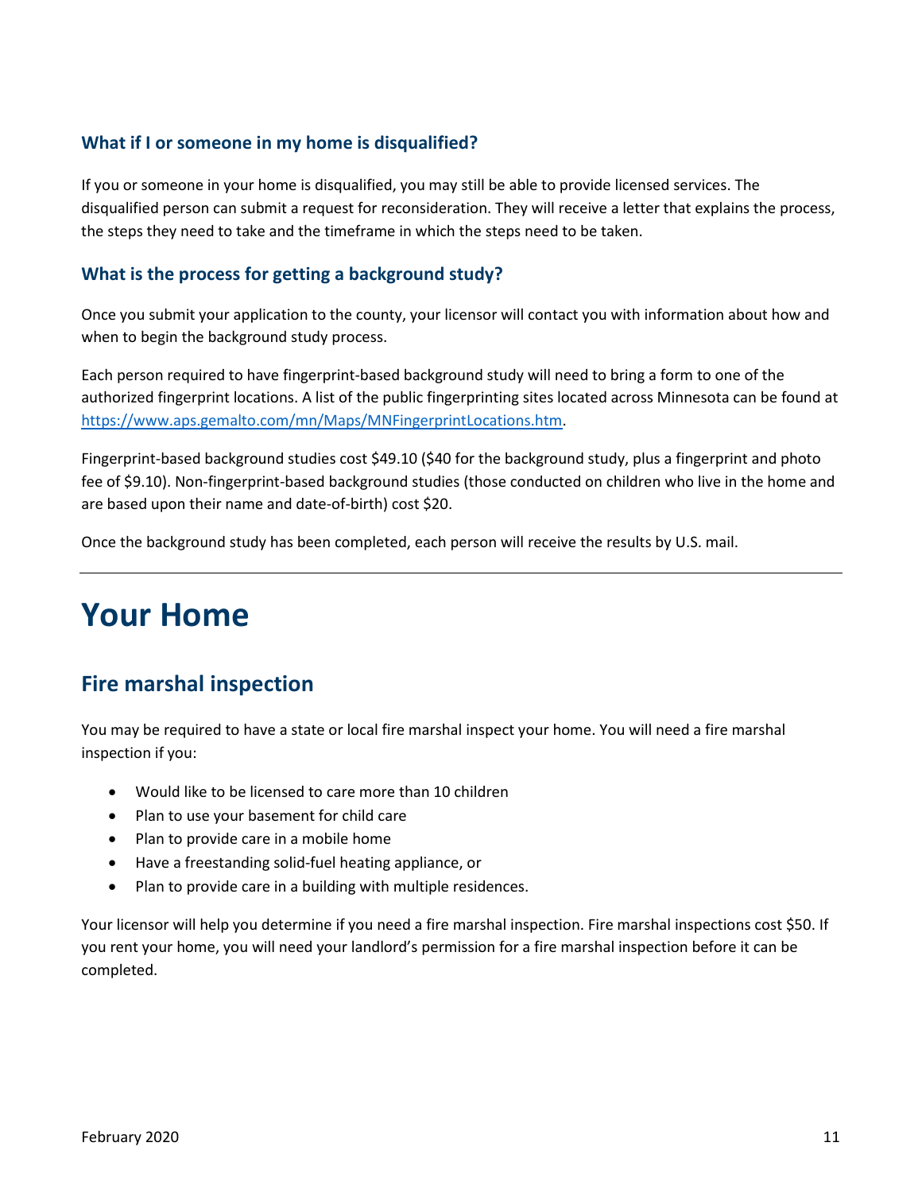### What if I or someone in my home is disqualified?

If you or someone in your home is disqualified, you may still be able to provide licensed services. The disqualified person can submit a request for reconsideration. They will receive a letter that explains the process, the steps they need to take and the timeframe in which the steps need to be taken.

### What is the process for getting a background study?

Once you submit your application to the county, your licensor will contact you with information about how and when to begin the background study process.

Each person required to have fingerprint-based background study will need to bring a form to one of the authorized fingerprint locations. A list of the public fingerprinting sites located across Minnesota can be found at https://www.aps.gemalto.com/mn/Maps/MNFingerprintLocations.htm.

Fingerprint-based background studies cost $49.10 ($40 for the background study, plus a fingerprint and photo fee of $9.10). Non-fingerprint-based background studies (those conducted on children who live in the home and are based upon their name and date-of-birth) cost $20.

Once the background study has been completed, each person will receive the results by U.S. mail.

---

# Your Home

## Fire marshal inspection

You may be required to have a state or local fire marshal inspect your home. You will need a fire marshal inspection if you:

- Would like to be licensed to care more than 10 children
- Plan to use your basement for child care
- Plan to provide care in a mobile home
- Have a freestanding solid-fuel heating appliance, or
- Plan to provide care in a building with multiple residences.

Your licensor will help you determine if you need a fire marshal inspection. Fire marshal inspections cost $50. If you rent your home, you will need your landlord's permission for a fire marshal inspection before it can be completed.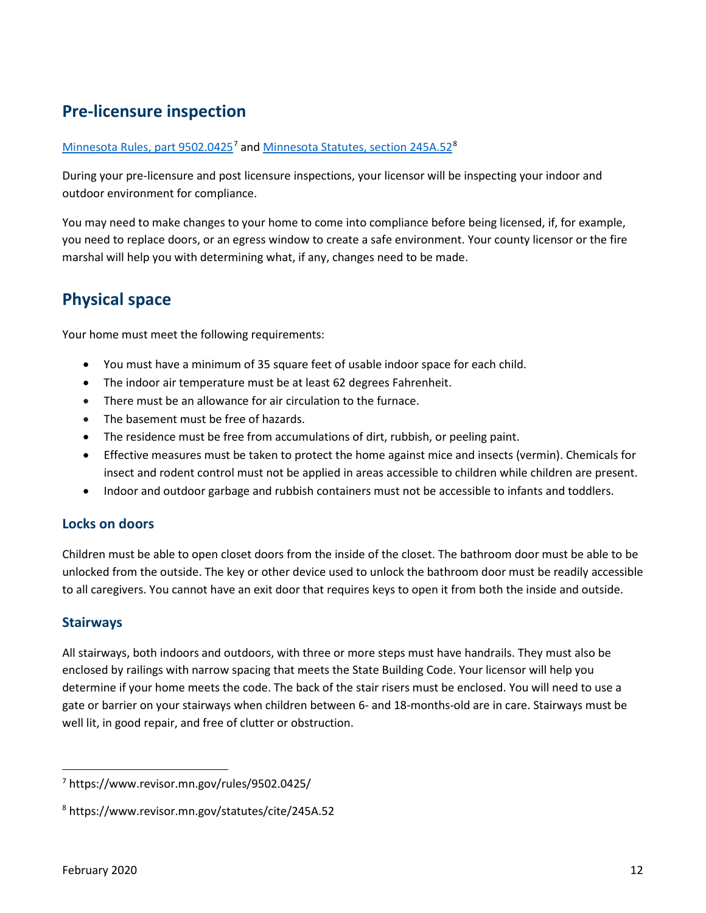## Pre-licensure inspection

[Minnesota Rules, part 9502.0425](https://www.revisor.mn.gov/rules/9502.0425/)[7] and [Minnesota Statutes, section 245A.52](https://www.revisor.mn.gov/statutes/cite/245A.52)[8]

During your pre-licensure and post licensure inspections, your licensor will be inspecting your indoor and outdoor environment for compliance.

You may need to make changes to your home to come into compliance before being licensed, if, for example, you need to replace doors, or an egress window to create a safe environment. Your county licensor or the fire marshal will help you with determining what, if any, changes need to be made.

## Physical space

Your home must meet the following requirements:

- You must have a minimum of 35 square feet of usable indoor space for each child.
- The indoor air temperature must be at least 62 degrees Fahrenheit.
- There must be an allowance for air circulation to the furnace.
- The basement must be free of hazards.
- The residence must be free from accumulations of dirt, rubbish, or peeling paint.
- Effective measures must be taken to protect the home against mice and insects (vermin). Chemicals for insect and rodent control must not be applied in areas accessible to children while children are present.
- Indoor and outdoor garbage and rubbish containers must not be accessible to infants and toddlers.

### Locks on doors

Children must be able to open closet doors from the inside of the closet. The bathroom door must be able to be unlocked from the outside. The key or other device used to unlock the bathroom door must be readily accessible to all caregivers. You cannot have an exit door that requires keys to open it from both the inside and outside.

### Stairways

All stairways, both indoors and outdoors, with three or more steps must have handrails. They must also be enclosed by railings with narrow spacing that meets the State Building Code. Your licensor will help you determine if your home meets the code. The back of the stair risers must be enclosed. You will need to use a gate or barrier on your stairways when children between 6- and 18-months-old are in care. Stairways must be well lit, in good repair, and free of clutter or obstruction.

---

[7] https://www.revisor.mn.gov/rules/9502.0425/

[8] https://www.revisor.mn.gov/statutes/cite/245A.52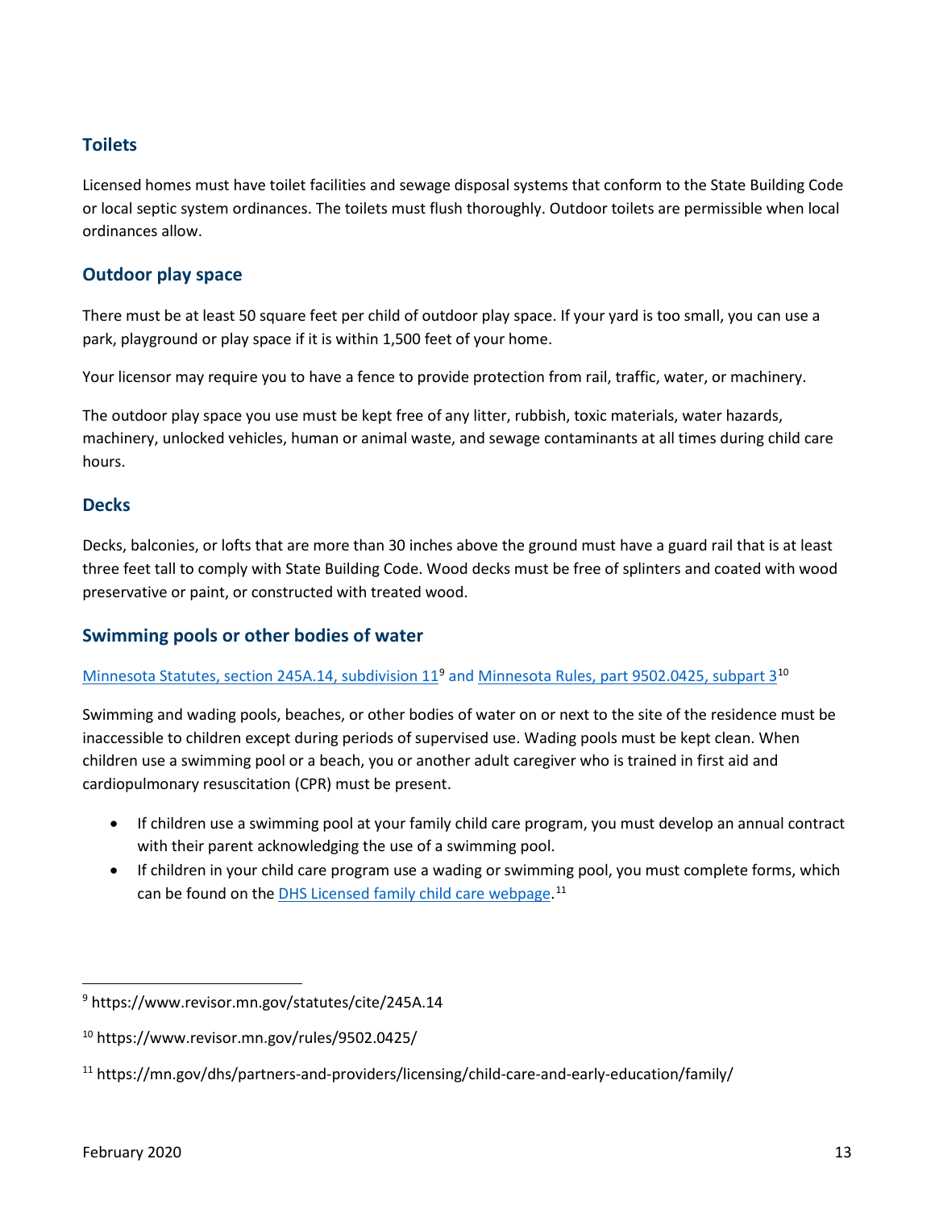### Toilets

Licensed homes must have toilet facilities and sewage disposal systems that conform to the State Building Code or local septic system ordinances. The toilets must flush thoroughly. Outdoor toilets are permissible when local ordinances allow.

### Outdoor play space

There must be at least 50 square feet per child of outdoor play space. If your yard is too small, you can use a park, playground or play space if it is within 1,500 feet of your home.

Your licensor may require you to have a fence to provide protection from rail, traffic, water, or machinery.

The outdoor play space you use must be kept free of any litter, rubbish, toxic materials, water hazards, machinery, unlocked vehicles, human or animal waste, and sewage contaminants at all times during child care hours.

### Decks

Decks, balconies, or lofts that are more than 30 inches above the ground must have a guard rail that is at least three feet tall to comply with State Building Code. Wood decks must be free of splinters and coated with wood preservative or paint, or constructed with treated wood.

### Swimming pools or other bodies of water

Minnesota Statutes, section 245A.14, subdivision 11[9] and Minnesota Rules, part 9502.0425, subpart 3[10]

Swimming and wading pools, beaches, or other bodies of water on or next to the site of the residence must be inaccessible to children except during periods of supervised use. Wading pools must be kept clean. When children use a swimming pool or a beach, you or another adult caregiver who is trained in first aid and cardiopulmonary resuscitation (CPR) must be present.

- If children use a swimming pool at your family child care program, you must develop an annual contract with their parent acknowledging the use of a swimming pool.
- If children in your child care program use a wading or swimming pool, you must complete forms, which can be found on the DHS Licensed family child care webpage.[11]

---

[9] https://www.revisor.mn.gov/statutes/cite/245A.14

[10] https://www.revisor.mn.gov/rules/9502.0425/

[11] https://mn.gov/dhs/partners-and-providers/licensing/child-care-and-early-education/family/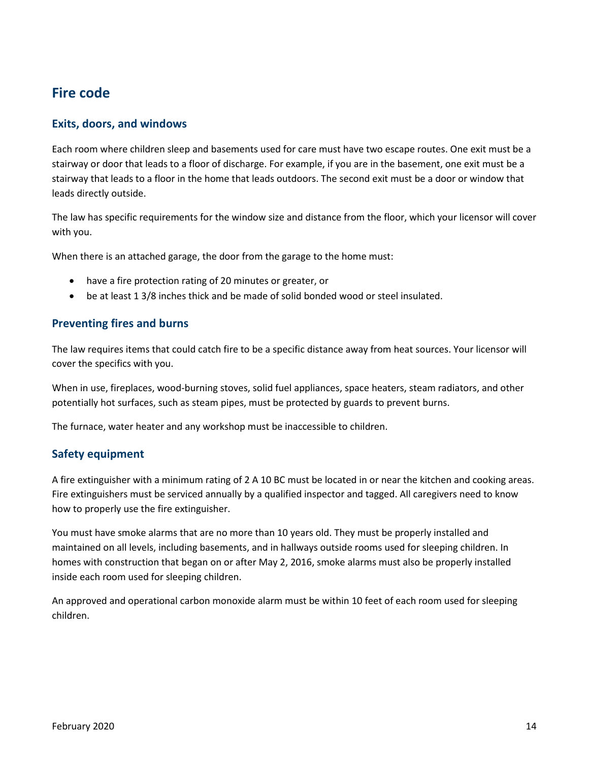## Fire code

### Exits, doors, and windows

Each room where children sleep and basements used for care must have two escape routes. One exit must be a stairway or door that leads to a floor of discharge. For example, if you are in the basement, one exit must be a stairway that leads to a floor in the home that leads outdoors. The second exit must be a door or window that leads directly outside.

The law has specific requirements for the window size and distance from the floor, which your licensor will cover with you.

When there is an attached garage, the door from the garage to the home must:

- have a fire protection rating of 20 minutes or greater, or
- be at least 1 3/8 inches thick and be made of solid bonded wood or steel insulated.

### Preventing fires and burns

The law requires items that could catch fire to be a specific distance away from heat sources. Your licensor will cover the specifics with you.

When in use, fireplaces, wood-burning stoves, solid fuel appliances, space heaters, steam radiators, and other potentially hot surfaces, such as steam pipes, must be protected by guards to prevent burns.

The furnace, water heater and any workshop must be inaccessible to children.

### Safety equipment

A fire extinguisher with a minimum rating of 2 A 10 BC must be located in or near the kitchen and cooking areas. Fire extinguishers must be serviced annually by a qualified inspector and tagged. All caregivers need to know how to properly use the fire extinguisher.

You must have smoke alarms that are no more than 10 years old. They must be properly installed and maintained on all levels, including basements, and in hallways outside rooms used for sleeping children. In homes with construction that began on or after May 2, 2016, smoke alarms must also be properly installed inside each room used for sleeping children.

An approved and operational carbon monoxide alarm must be within 10 feet of each room used for sleeping children.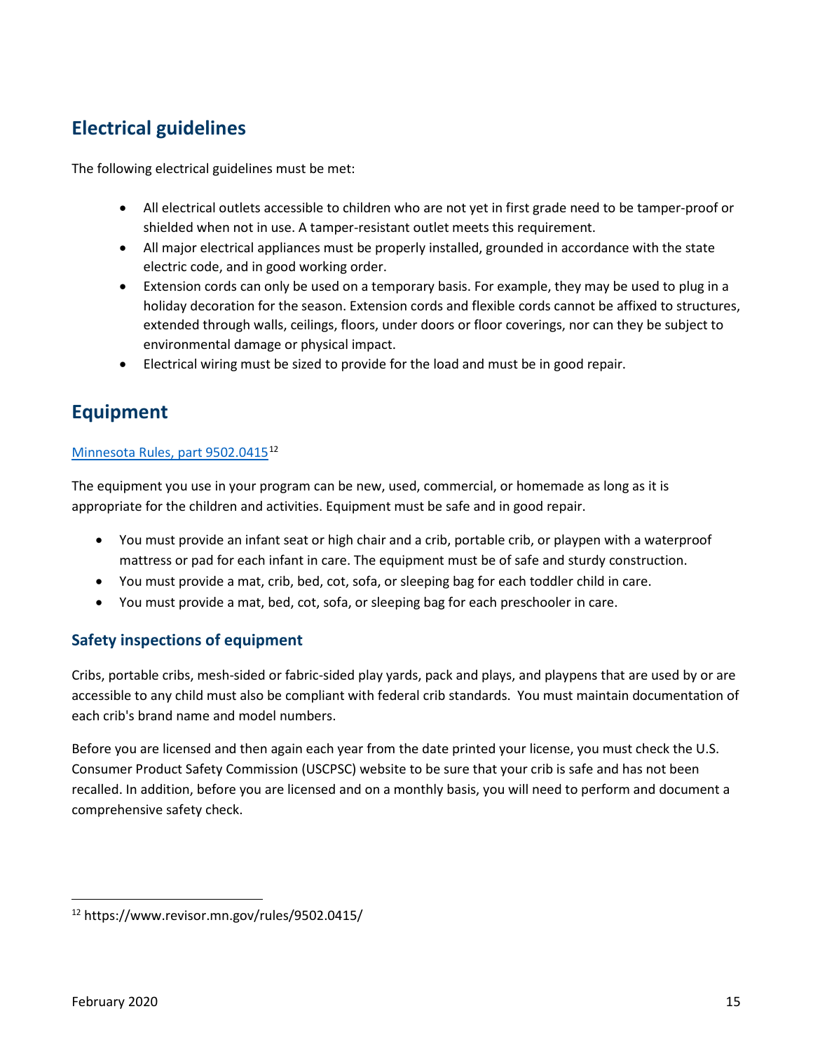## Electrical guidelines

The following electrical guidelines must be met:

- All electrical outlets accessible to children who are not yet in first grade need to be tamper-proof or shielded when not in use. A tamper-resistant outlet meets this requirement.
- All major electrical appliances must be properly installed, grounded in accordance with the state electric code, and in good working order.
- Extension cords can only be used on a temporary basis. For example, they may be used to plug in a holiday decoration for the season. Extension cords and flexible cords cannot be affixed to structures, extended through walls, ceilings, floors, under doors or floor coverings, nor can they be subject to environmental damage or physical impact.
- Electrical wiring must be sized to provide for the load and must be in good repair.

## Equipment

[Minnesota Rules, part 9502.0415](https://www.revisor.mn.gov/rules/9502.0415/)[12]

The equipment you use in your program can be new, used, commercial, or homemade as long as it is appropriate for the children and activities. Equipment must be safe and in good repair.

- You must provide an infant seat or high chair and a crib, portable crib, or playpen with a waterproof mattress or pad for each infant in care. The equipment must be of safe and sturdy construction.
- You must provide a mat, crib, bed, cot, sofa, or sleeping bag for each toddler child in care.
- You must provide a mat, bed, cot, sofa, or sleeping bag for each preschooler in care.

### Safety inspections of equipment

Cribs, portable cribs, mesh-sided or fabric-sided play yards, pack and plays, and playpens that are used by or are accessible to any child must also be compliant with federal crib standards. You must maintain documentation of each crib's brand name and model numbers.

Before you are licensed and then again each year from the date printed your license, you must check the U.S. Consumer Product Safety Commission (USCPSC) website to be sure that your crib is safe and has not been recalled. In addition, before you are licensed and on a monthly basis, you will need to perform and document a comprehensive safety check.

---

[12] https://www.revisor.mn.gov/rules/9502.0415/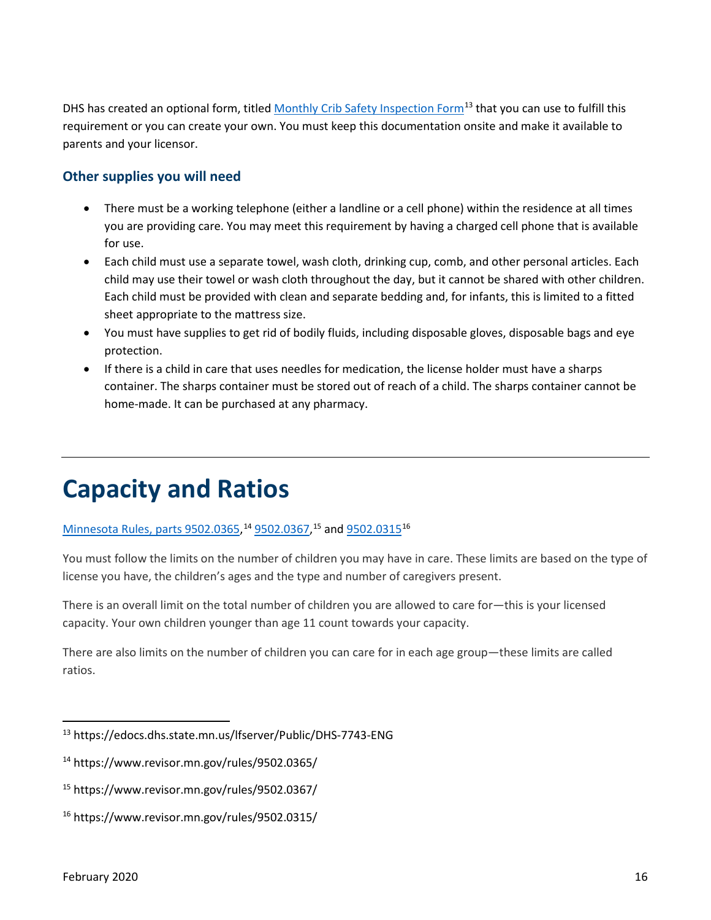DHS has created an optional form, titled Monthly Crib Safety Inspection Form[13] that you can use to fulfill this requirement or you can create your own. You must keep this documentation onsite and make it available to parents and your licensor.

### Other supplies you will need

- There must be a working telephone (either a landline or a cell phone) within the residence at all times you are providing care. You may meet this requirement by having a charged cell phone that is available for use.
- Each child must use a separate towel, wash cloth, drinking cup, comb, and other personal articles. Each child may use their towel or wash cloth throughout the day, but it cannot be shared with other children. Each child must be provided with clean and separate bedding and, for infants, this is limited to a fitted sheet appropriate to the mattress size.
- You must have supplies to get rid of bodily fluids, including disposable gloves, disposable bags and eye protection.
- If there is a child in care that uses needles for medication, the license holder must have a sharps container. The sharps container must be stored out of reach of a child. The sharps container cannot be home-made. It can be purchased at any pharmacy.

---

# Capacity and Ratios

Minnesota Rules, parts 9502.0365,[14] 9502.0367,[15] and 9502.0315[16]

You must follow the limits on the number of children you may have in care. These limits are based on the type of license you have, the children's ages and the type and number of caregivers present.

There is an overall limit on the total number of children you are allowed to care for—this is your licensed capacity. Your own children younger than age 11 count towards your capacity.

There are also limits on the number of children you can care for in each age group—these limits are called ratios.

---

[13] https://edocs.dhs.state.mn.us/lfserver/Public/DHS-7743-ENG

[14] https://www.revisor.mn.gov/rules/9502.0365/

[15] https://www.revisor.mn.gov/rules/9502.0367/

[16] https://www.revisor.mn.gov/rules/9502.0315/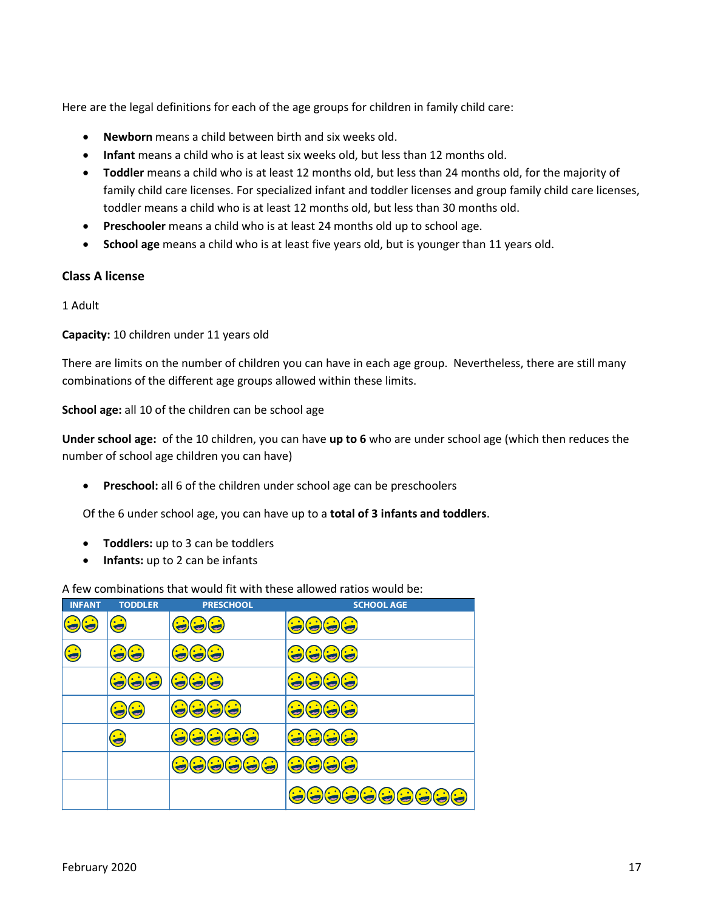Here are the legal definitions for each of the age groups for children in family child care:

- **Newborn** means a child between birth and six weeks old.
- **Infant** means a child who is at least six weeks old, but less than 12 months old.
- **Toddler** means a child who is at least 12 months old, but less than 24 months old, for the majority of family child care licenses. For specialized infant and toddler licenses and group family child care licenses, toddler means a child who is at least 12 months old, but less than 30 months old.
- **Preschooler** means a child who is at least 24 months old up to school age.
- **School age** means a child who is at least five years old, but is younger than 11 years old.

### Class A license

1 Adult

**Capacity:** 10 children under 11 years old

There are limits on the number of children you can have in each age group. Nevertheless, there are still many combinations of the different age groups allowed within these limits.

**School age:** all 10 of the children can be school age

**Under school age:** of the 10 children, you can have **up to 6** who are under school age (which then reduces the number of school age children you can have)

- **Preschool:** all 6 of the children under school age can be preschoolers

Of the 6 under school age, you can have up to a **total of 3 infants and toddlers**.

- **Toddlers:** up to 3 can be toddlers
- **Infants:** up to 2 can be infants

A few combinations that would fit with these allowed ratios would be:

| INFANT | TODDLER | PRESCHOOL | SCHOOL AGE |
|---|---|---|---|
| 😀😀 | 😀 | 😀😀😀 | 😀😀😀😀 |
| 😀 | 😀😀 | 😀😀😀 | 😀😀😀😀 |
| | 😀😀😀 | 😀😀😀 | 😀😀😀😀 |
| | 😀😀 | 😀😀😀😀 | 😀😀😀😀 |
| | 😀 | 😀😀😀😀😀 | 😀😀😀😀 |
| | | 😀😀😀😀😀😀 | 😀😀😀😀 |
| | | | 😀😀😀😀😀😀😀😀😀😀 |

February 2020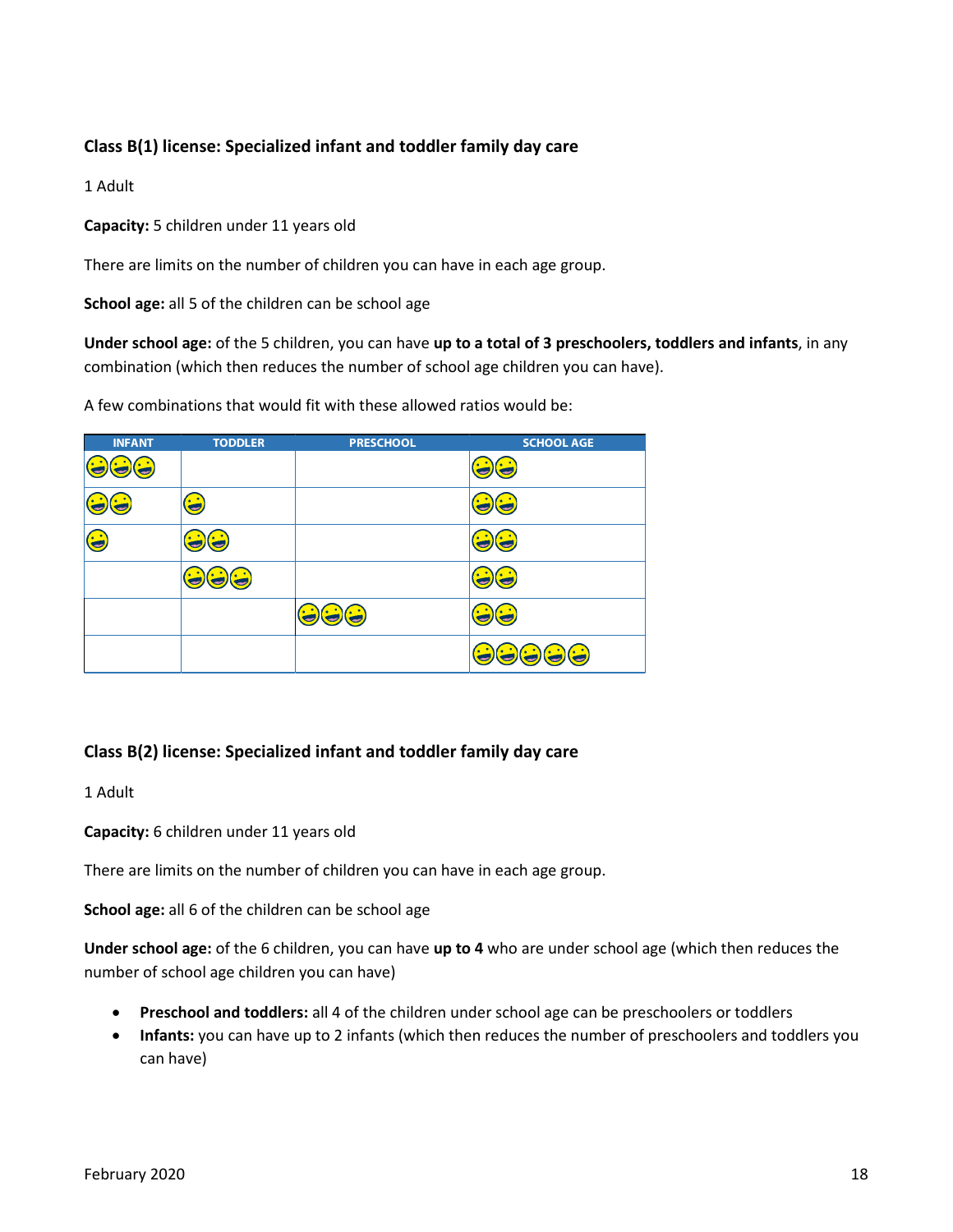**Class B(1) license: Specialized infant and toddler family day care**

1 Adult

**Capacity:** 5 children under 11 years old

There are limits on the number of children you can have in each age group.

**School age:** all 5 of the children can be school age

**Under school age:** of the 5 children, you can have **up to a total of 3 preschoolers, toddlers and infants**, in any combination (which then reduces the number of school age children you can have).

A few combinations that would fit with these allowed ratios would be:

| INFANT | TODDLER | PRESCHOOL | SCHOOL AGE |
|---|---|---|---|
| 😀😀😀 | | | 😀😀 |
| 😀😀 | 😀 | | 😀😀 |
| 😀 | 😀😀 | | 😀😀 |
| | 😀😀😀 | | 😀😀 |
| | | 😀😀😀 | 😀😀 |
| | | | 😀😀😀😀😀 |

**Class B(2) license: Specialized infant and toddler family day care**

1 Adult

**Capacity:** 6 children under 11 years old

There are limits on the number of children you can have in each age group.

**School age:** all 6 of the children can be school age

**Under school age:** of the 6 children, you can have **up to 4** who are under school age (which then reduces the number of school age children you can have)

- **Preschool and toddlers:** all 4 of the children under school age can be preschoolers or toddlers
- **Infants:** you can have up to 2 infants (which then reduces the number of preschoolers and toddlers you can have)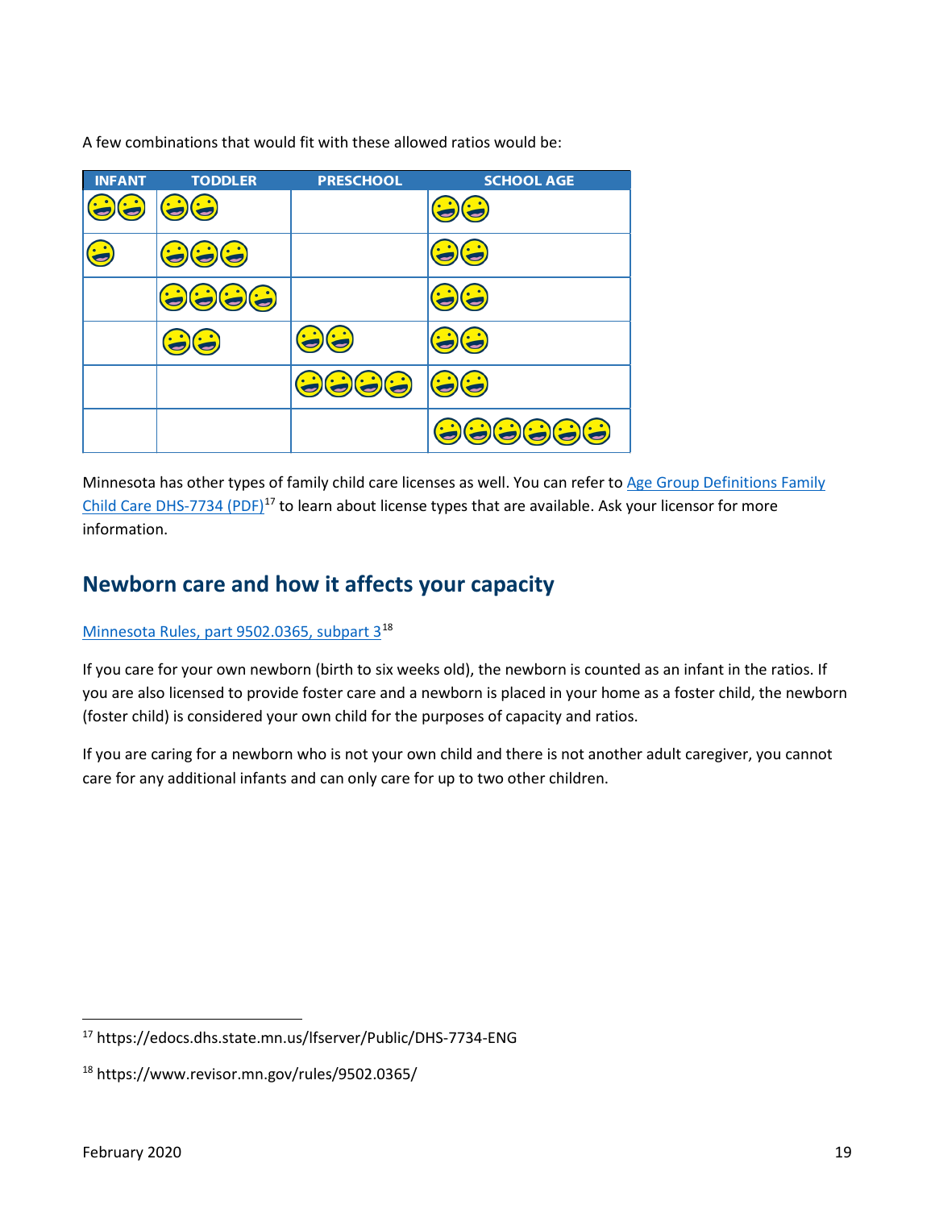A few combinations that would fit with these allowed ratios would be:

| INFANT | TODDLER | PRESCHOOL | SCHOOL AGE |
|---|---|---|---|
| 😀😀 | 😀😀 | | 😀😀 |
| 😀 | 😀😀😀 | | 😀😀 |
| | 😀😀😀😀 | | 😀😀 |
| | 😀😀 | 😀😀 | 😀😀 |
| | | 😀😀😀😀 | 😀😀 |
| | | | 😀😀😀😀😀😀 |

Minnesota has other types of family child care licenses as well. You can refer to Age Group Definitions Family Child Care DHS-7734 (PDF)[17] to learn about license types that are available. Ask your licensor for more information.

## Newborn care and how it affects your capacity

Minnesota Rules, part 9502.0365, subpart 3[18]

If you care for your own newborn (birth to six weeks old), the newborn is counted as an infant in the ratios. If you are also licensed to provide foster care and a newborn is placed in your home as a foster child, the newborn (foster child) is considered your own child for the purposes of capacity and ratios.

If you are caring for a newborn who is not your own child and there is not another adult caregiver, you cannot care for any additional infants and can only care for up to two other children.

---

[17] https://edocs.dhs.state.mn.us/lfserver/Public/DHS-7734-ENG

[18] https://www.revisor.mn.gov/rules/9502.0365/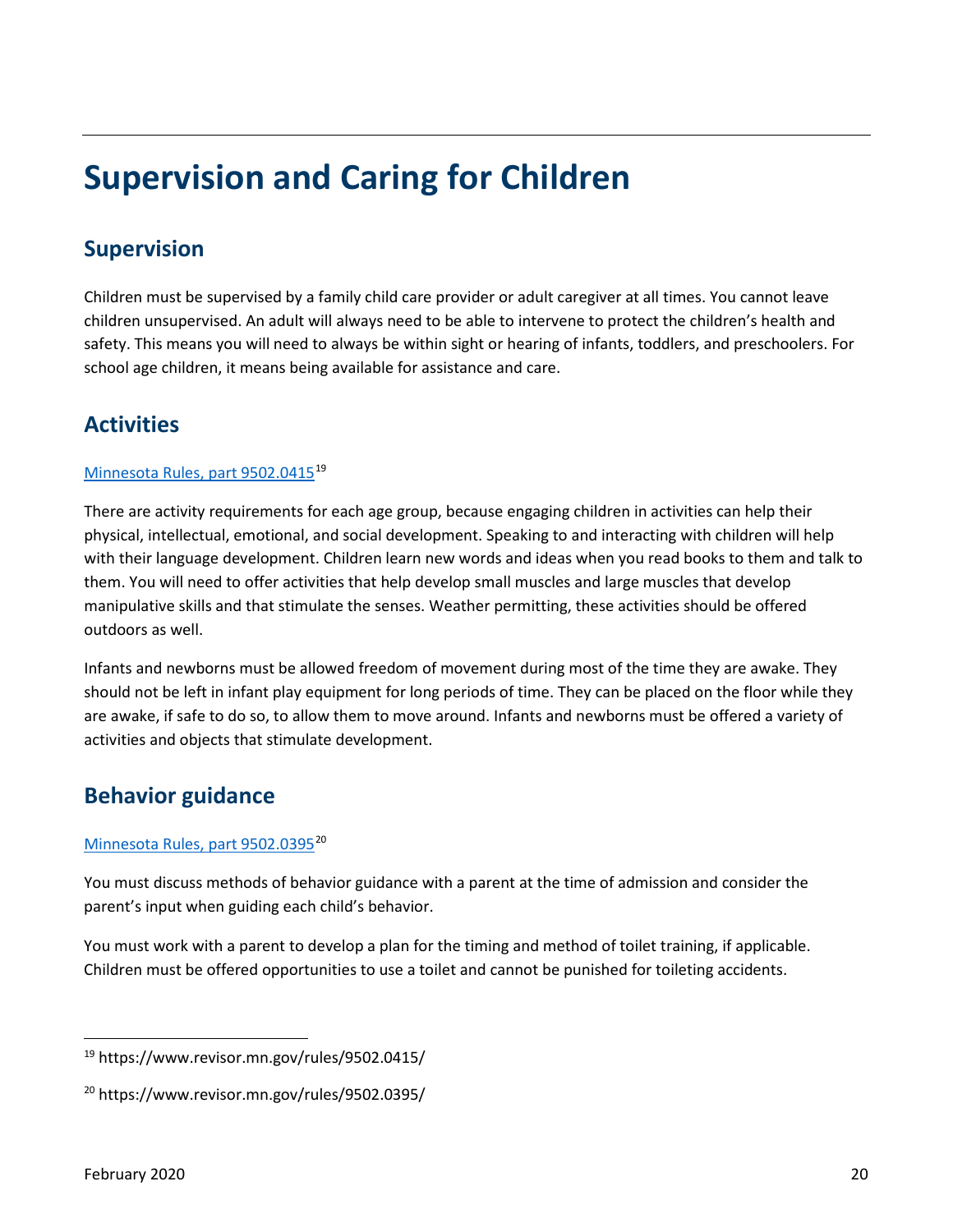# Supervision and Caring for Children

## Supervision

Children must be supervised by a family child care provider or adult caregiver at all times. You cannot leave children unsupervised. An adult will always need to be able to intervene to protect the children's health and safety. This means you will need to always be within sight or hearing of infants, toddlers, and preschoolers. For school age children, it means being available for assistance and care.

## Activities

Minnesota Rules, part 9502.0415[19]

There are activity requirements for each age group, because engaging children in activities can help their physical, intellectual, emotional, and social development. Speaking to and interacting with children will help with their language development. Children learn new words and ideas when you read books to them and talk to them. You will need to offer activities that help develop small muscles and large muscles that develop manipulative skills and that stimulate the senses. Weather permitting, these activities should be offered outdoors as well.

Infants and newborns must be allowed freedom of movement during most of the time they are awake. They should not be left in infant play equipment for long periods of time. They can be placed on the floor while they are awake, if safe to do so, to allow them to move around. Infants and newborns must be offered a variety of activities and objects that stimulate development.

## Behavior guidance

Minnesota Rules, part 9502.0395[20]

You must discuss methods of behavior guidance with a parent at the time of admission and consider the parent's input when guiding each child's behavior.

You must work with a parent to develop a plan for the timing and method of toilet training, if applicable. Children must be offered opportunities to use a toilet and cannot be punished for toileting accidents.

[19] https://www.revisor.mn.gov/rules/9502.0415/

[20] https://www.revisor.mn.gov/rules/9502.0395/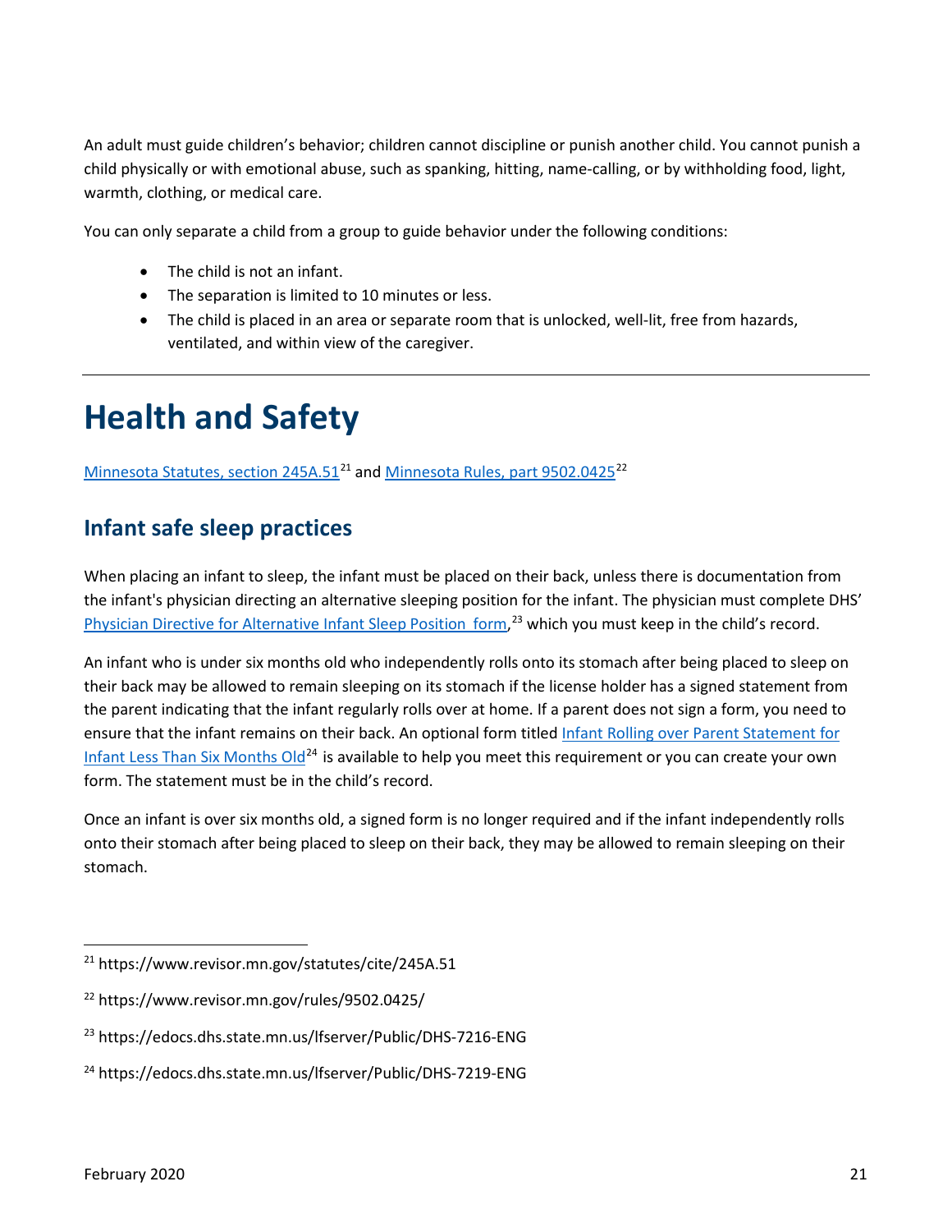An adult must guide children's behavior; children cannot discipline or punish another child. You cannot punish a child physically or with emotional abuse, such as spanking, hitting, name-calling, or by withholding food, light, warmth, clothing, or medical care.

You can only separate a child from a group to guide behavior under the following conditions:

- The child is not an infant.
- The separation is limited to 10 minutes or less.
- The child is placed in an area or separate room that is unlocked, well-lit, free from hazards, ventilated, and within view of the caregiver.

---

# Health and Safety

Minnesota Statutes, section 245A.51[21] and Minnesota Rules, part 9502.0425[22]

## Infant safe sleep practices

When placing an infant to sleep, the infant must be placed on their back, unless there is documentation from the infant's physician directing an alternative sleeping position for the infant. The physician must complete DHS' Physician Directive for Alternative Infant Sleep Position form,[23] which you must keep in the child's record.

An infant who is under six months old who independently rolls onto its stomach after being placed to sleep on their back may be allowed to remain sleeping on its stomach if the license holder has a signed statement from the parent indicating that the infant regularly rolls over at home. If a parent does not sign a form, you need to ensure that the infant remains on their back. An optional form titled Infant Rolling over Parent Statement for Infant Less Than Six Months Old[24] is available to help you meet this requirement or you can create your own form. The statement must be in the child's record.

Once an infant is over six months old, a signed form is no longer required and if the infant independently rolls onto their stomach after being placed to sleep on their back, they may be allowed to remain sleeping on their stomach.

---

[21] https://www.revisor.mn.gov/statutes/cite/245A.51

[22] https://www.revisor.mn.gov/rules/9502.0425/

[23] https://edocs.dhs.state.mn.us/lfserver/Public/DHS-7216-ENG

[24] https://edocs.dhs.state.mn.us/lfserver/Public/DHS-7219-ENG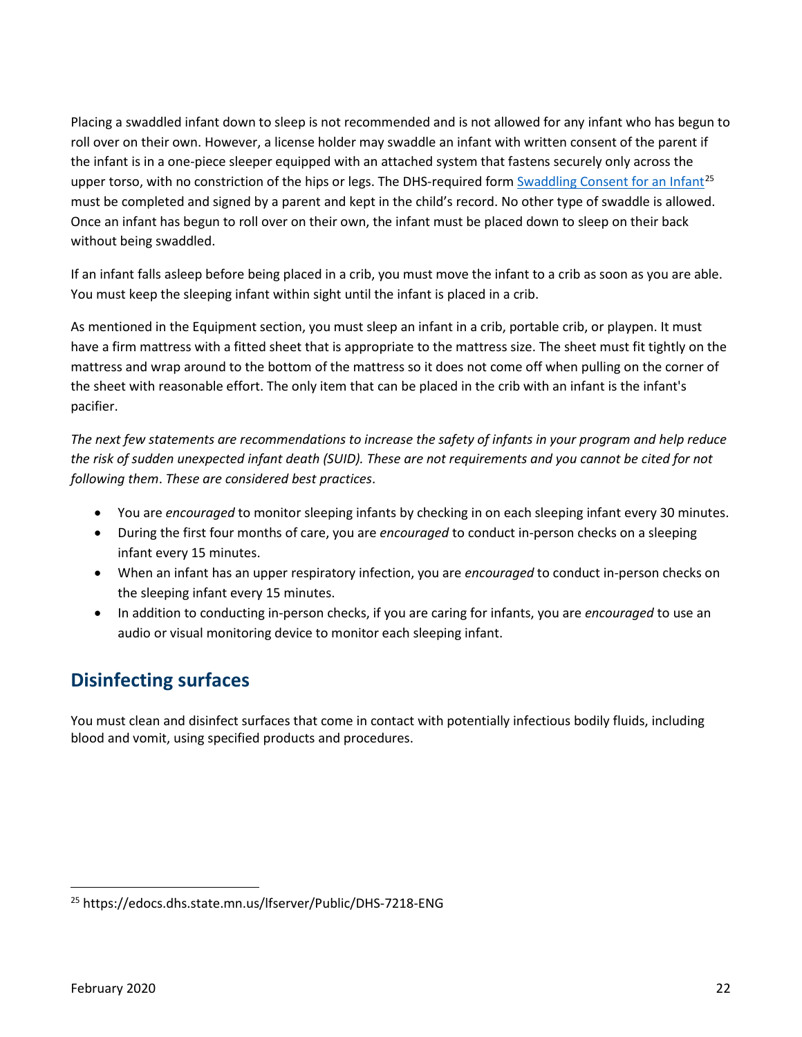Placing a swaddled infant down to sleep is not recommended and is not allowed for any infant who has begun to roll over on their own. However, a license holder may swaddle an infant with written consent of the parent if the infant is in a one-piece sleeper equipped with an attached system that fastens securely only across the upper torso, with no constriction of the hips or legs. The DHS-required form Swaddling Consent for an Infant[25] must be completed and signed by a parent and kept in the child's record. No other type of swaddle is allowed. Once an infant has begun to roll over on their own, the infant must be placed down to sleep on their back without being swaddled.

If an infant falls asleep before being placed in a crib, you must move the infant to a crib as soon as you are able. You must keep the sleeping infant within sight until the infant is placed in a crib.

As mentioned in the Equipment section, you must sleep an infant in a crib, portable crib, or playpen. It must have a firm mattress with a fitted sheet that is appropriate to the mattress size. The sheet must fit tightly on the mattress and wrap around to the bottom of the mattress so it does not come off when pulling on the corner of the sheet with reasonable effort. The only item that can be placed in the crib with an infant is the infant's pacifier.

*The next few statements are recommendations to increase the safety of infants in your program and help reduce the risk of sudden unexpected infant death (SUID). These are not requirements and you cannot be cited for not following them. These are considered best practices.*

- You are *encouraged* to monitor sleeping infants by checking in on each sleeping infant every 30 minutes.
- During the first four months of care, you are *encouraged* to conduct in-person checks on a sleeping infant every 15 minutes.
- When an infant has an upper respiratory infection, you are *encouraged* to conduct in-person checks on the sleeping infant every 15 minutes.
- In addition to conducting in-person checks, if you are caring for infants, you are *encouraged* to use an audio or visual monitoring device to monitor each sleeping infant.

## Disinfecting surfaces

You must clean and disinfect surfaces that come in contact with potentially infectious bodily fluids, including blood and vomit, using specified products and procedures.

[25] https://edocs.dhs.state.mn.us/lfserver/Public/DHS-7218-ENG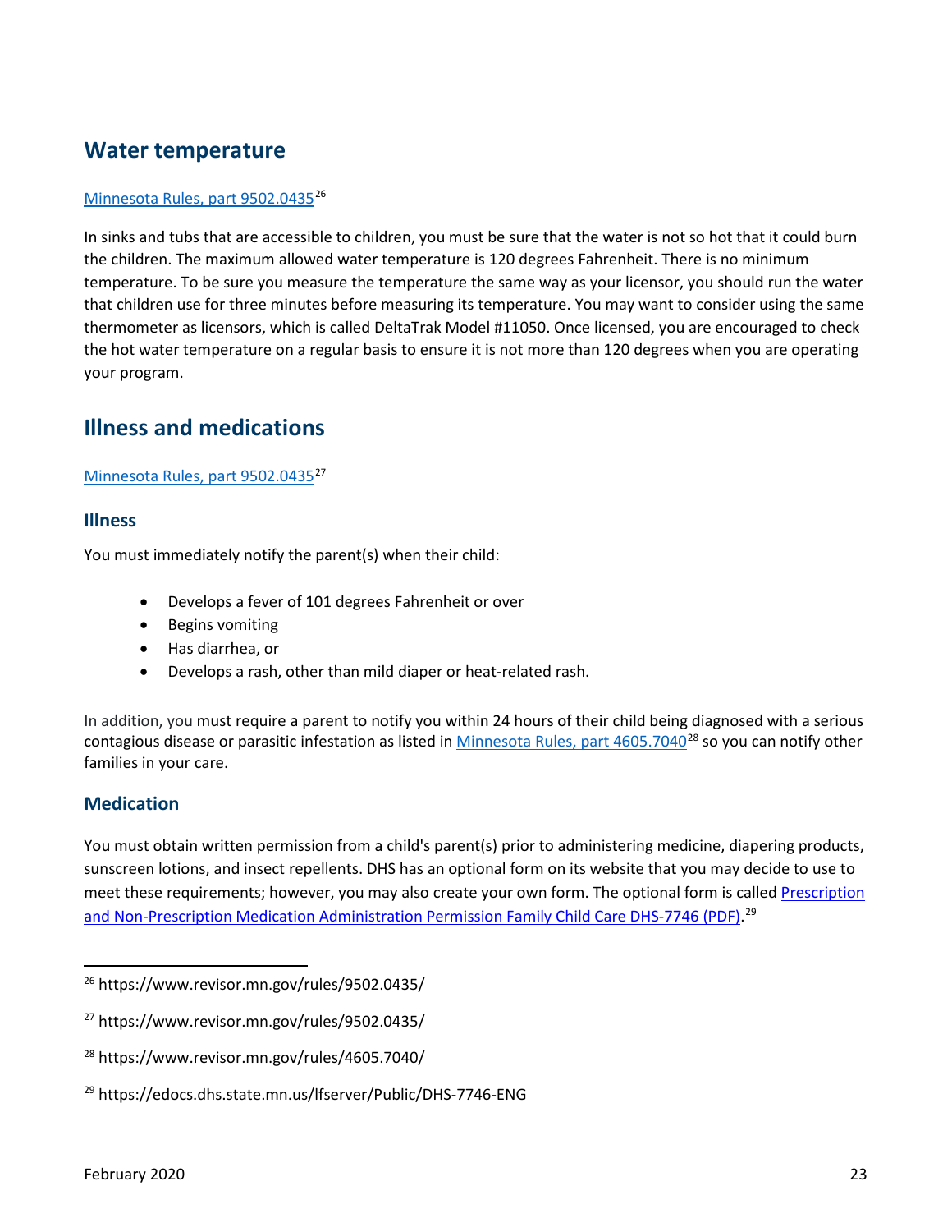## Water temperature

[Minnesota Rules, part 9502.0435][26]

In sinks and tubs that are accessible to children, you must be sure that the water is not so hot that it could burn the children. The maximum allowed water temperature is 120 degrees Fahrenheit. There is no minimum temperature. To be sure you measure the temperature the same way as your licensor, you should run the water that children use for three minutes before measuring its temperature. You may want to consider using the same thermometer as licensors, which is called DeltaTrak Model #11050. Once licensed, you are encouraged to check the hot water temperature on a regular basis to ensure it is not more than 120 degrees when you are operating your program.

## Illness and medications

[Minnesota Rules, part 9502.0435][27]

### Illness

You must immediately notify the parent(s) when their child:

- Develops a fever of 101 degrees Fahrenheit or over
- Begins vomiting
- Has diarrhea, or
- Develops a rash, other than mild diaper or heat-related rash.

In addition, you must require a parent to notify you within 24 hours of their child being diagnosed with a serious contagious disease or parasitic infestation as listed in [Minnesota Rules, part 4605.7040][28] so you can notify other families in your care.

### Medication

You must obtain written permission from a child's parent(s) prior to administering medicine, diapering products, sunscreen lotions, and insect repellents. DHS has an optional form on its website that you may decide to use to meet these requirements; however, you may also create your own form. The optional form is called [Prescription and Non-Prescription Medication Administration Permission Family Child Care DHS-7746 (PDF)][29].

---

[26] https://www.revisor.mn.gov/rules/9502.0435/

[27] https://www.revisor.mn.gov/rules/9502.0435/

[28] https://www.revisor.mn.gov/rules/4605.7040/

[29] https://edocs.dhs.state.mn.us/lfserver/Public/DHS-7746-ENG

February 2020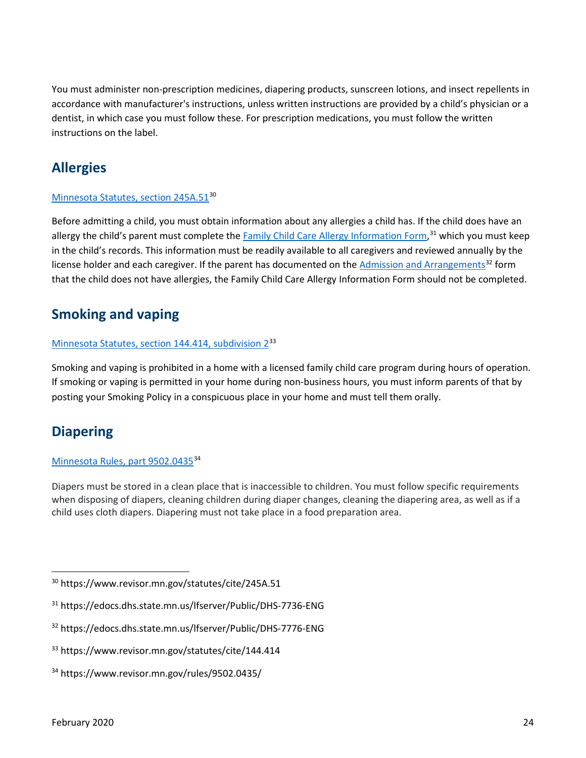You must administer non-prescription medicines, diapering products, sunscreen lotions, and insect repellents in accordance with manufacturer's instructions, unless written instructions are provided by a child's physician or a dentist, in which case you must follow these. For prescription medications, you must follow the written instructions on the label.

## Allergies

Minnesota Statutes, section 245A.51[30]

Before admitting a child, you must obtain information about any allergies a child has. If the child does have an allergy the child's parent must complete the Family Child Care Allergy Information Form,[31] which you must keep in the child's records. This information must be readily available to all caregivers and reviewed annually by the license holder and each caregiver. If the parent has documented on the Admission and Arrangements[32] form that the child does not have allergies, the Family Child Care Allergy Information Form should not be completed.

## Smoking and vaping

Minnesota Statutes, section 144.414, subdivision 2[33]

Smoking and vaping is prohibited in a home with a licensed family child care program during hours of operation. If smoking or vaping is permitted in your home during non-business hours, you must inform parents of that by posting your Smoking Policy in a conspicuous place in your home and must tell them orally.

## Diapering

Minnesota Rules, part 9502.0435[34]

Diapers must be stored in a clean place that is inaccessible to children. You must follow specific requirements when disposing of diapers, cleaning children during diaper changes, cleaning the diapering area, as well as if a child uses cloth diapers. Diapering must not take place in a food preparation area.

---

[30] https://www.revisor.mn.gov/statutes/cite/245A.51

[31] https://edocs.dhs.state.mn.us/lfserver/Public/DHS-7736-ENG

[32] https://edocs.dhs.state.mn.us/lfserver/Public/DHS-7776-ENG

[33] https://www.revisor.mn.gov/statutes/cite/144.414

[34] https://www.revisor.mn.gov/rules/9502.0435/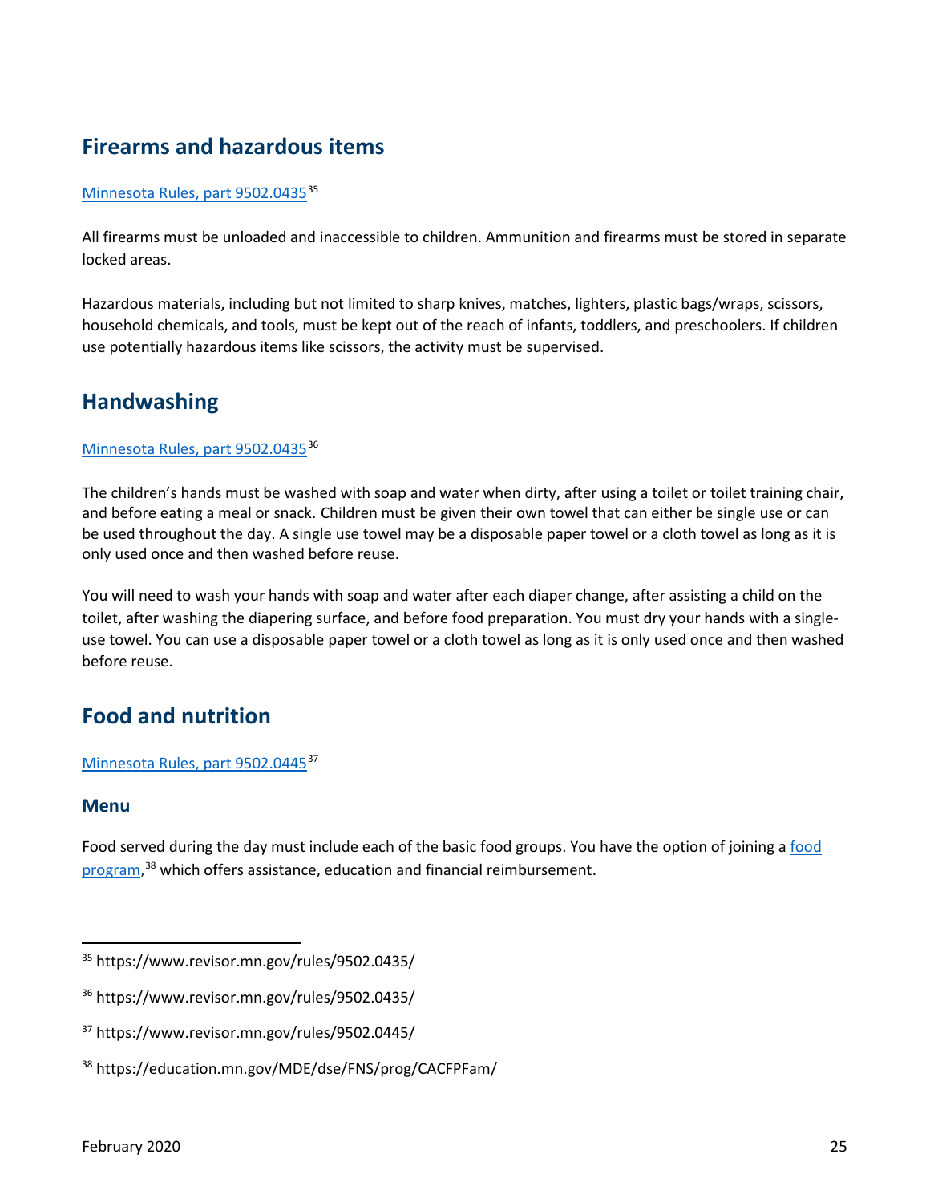## Firearms and hazardous items

Minnesota Rules, part 9502.0435[35]

All firearms must be unloaded and inaccessible to children. Ammunition and firearms must be stored in separate locked areas.

Hazardous materials, including but not limited to sharp knives, matches, lighters, plastic bags/wraps, scissors, household chemicals, and tools, must be kept out of the reach of infants, toddlers, and preschoolers. If children use potentially hazardous items like scissors, the activity must be supervised.

## Handwashing

Minnesota Rules, part 9502.0435[36]

The children's hands must be washed with soap and water when dirty, after using a toilet or toilet training chair, and before eating a meal or snack. Children must be given their own towel that can either be single use or can be used throughout the day. A single use towel may be a disposable paper towel or a cloth towel as long as it is only used once and then washed before reuse.

You will need to wash your hands with soap and water after each diaper change, after assisting a child on the toilet, after washing the diapering surface, and before food preparation. You must dry your hands with a single-use towel. You can use a disposable paper towel or a cloth towel as long as it is only used once and then washed before reuse.

## Food and nutrition

Minnesota Rules, part 9502.0445[37]

### Menu

Food served during the day must include each of the basic food groups. You have the option of joining a food program,[38] which offers assistance, education and financial reimbursement.

---

[35] https://www.revisor.mn.gov/rules/9502.0435/

[36] https://www.revisor.mn.gov/rules/9502.0435/

[37] https://www.revisor.mn.gov/rules/9502.0445/

[38] https://education.mn.gov/MDE/dse/FNS/prog/CACFPFam/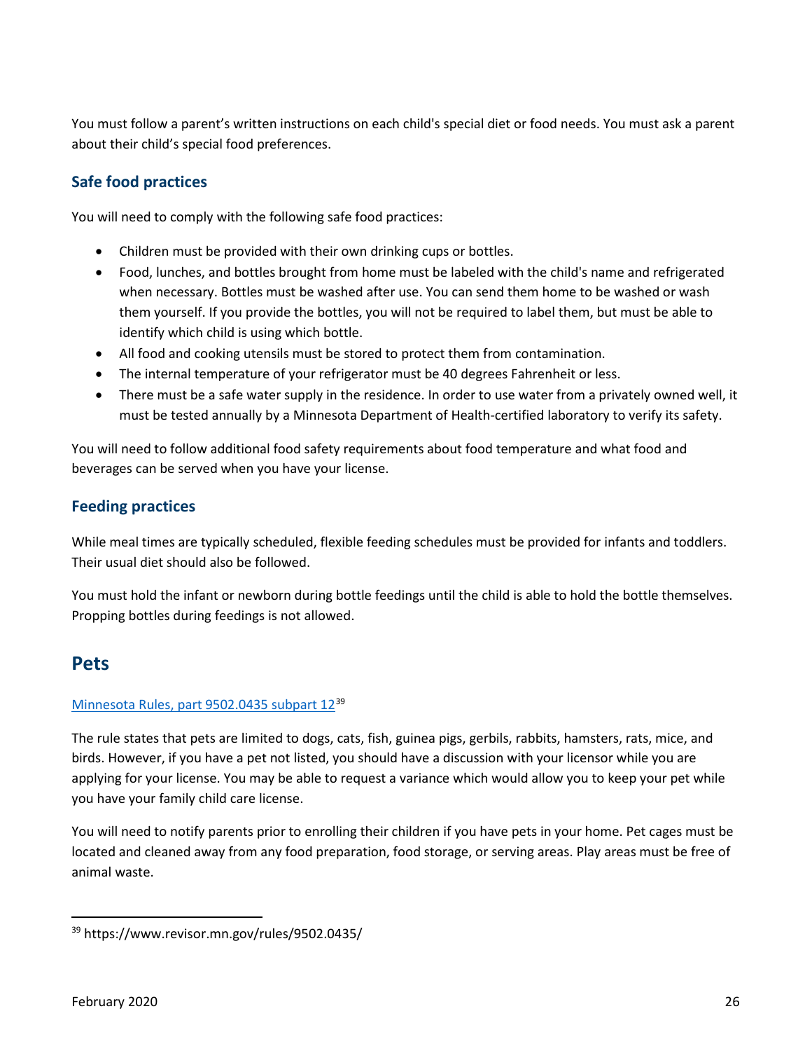You must follow a parent's written instructions on each child's special diet or food needs. You must ask a parent about their child's special food preferences.

### Safe food practices

You will need to comply with the following safe food practices:

- Children must be provided with their own drinking cups or bottles.
- Food, lunches, and bottles brought from home must be labeled with the child's name and refrigerated when necessary. Bottles must be washed after use. You can send them home to be washed or wash them yourself. If you provide the bottles, you will not be required to label them, but must be able to identify which child is using which bottle.
- All food and cooking utensils must be stored to protect them from contamination.
- The internal temperature of your refrigerator must be 40 degrees Fahrenheit or less.
- There must be a safe water supply in the residence. In order to use water from a privately owned well, it must be tested annually by a Minnesota Department of Health-certified laboratory to verify its safety.

You will need to follow additional food safety requirements about food temperature and what food and beverages can be served when you have your license.

### Feeding practices

While meal times are typically scheduled, flexible feeding schedules must be provided for infants and toddlers. Their usual diet should also be followed.

You must hold the infant or newborn during bottle feedings until the child is able to hold the bottle themselves. Propping bottles during feedings is not allowed.

## Pets

Minnesota Rules, part 9502.0435 subpart 12[39]

The rule states that pets are limited to dogs, cats, fish, guinea pigs, gerbils, rabbits, hamsters, rats, mice, and birds. However, if you have a pet not listed, you should have a discussion with your licensor while you are applying for your license. You may be able to request a variance which would allow you to keep your pet while you have your family child care license.

You will need to notify parents prior to enrolling their children if you have pets in your home. Pet cages must be located and cleaned away from any food preparation, food storage, or serving areas. Play areas must be free of animal waste.

[39] https://www.revisor.mn.gov/rules/9502.0435/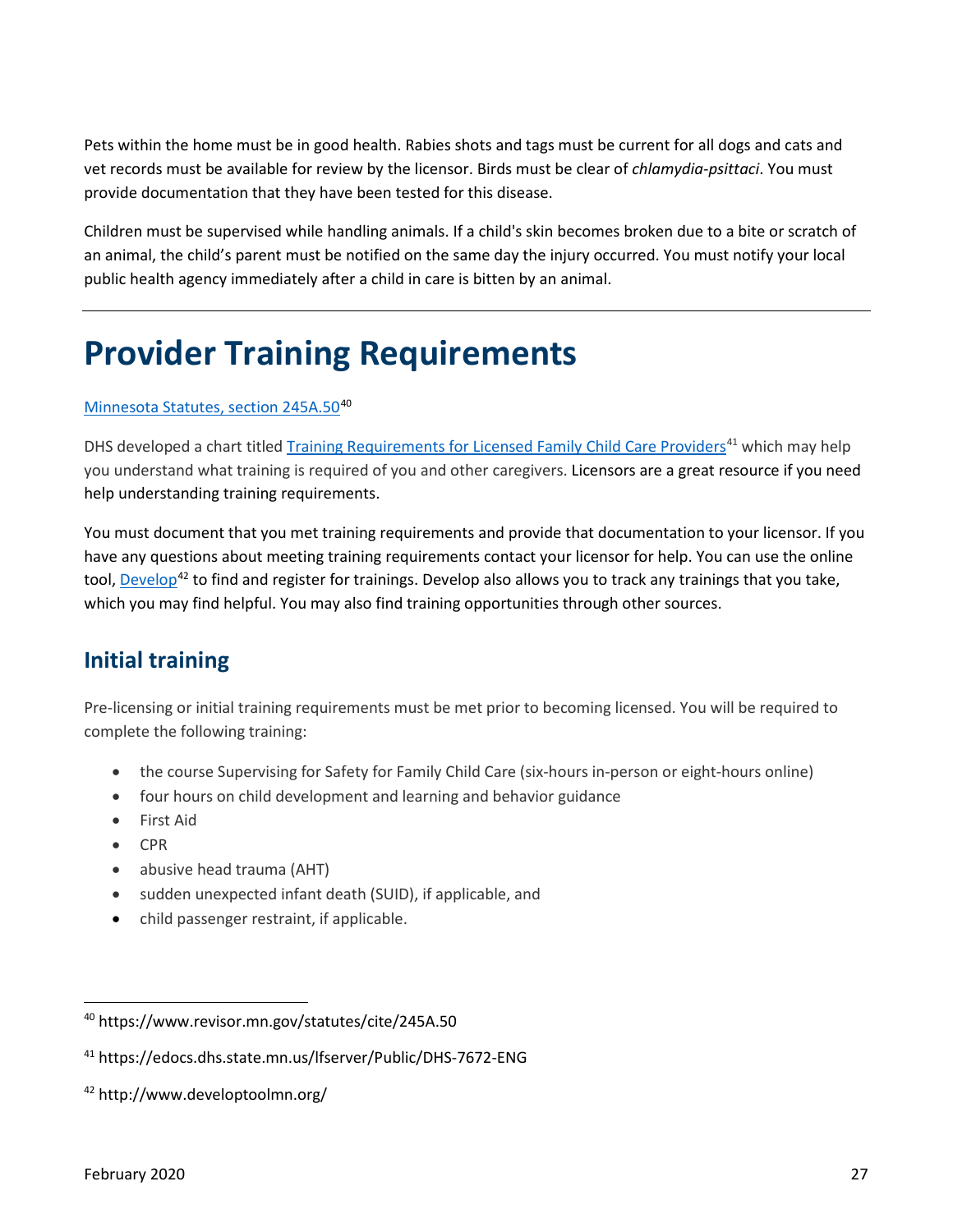Pets within the home must be in good health. Rabies shots and tags must be current for all dogs and cats and vet records must be available for review by the licensor. Birds must be clear of *chlamydia-psittaci*. You must provide documentation that they have been tested for this disease.

Children must be supervised while handling animals. If a child's skin becomes broken due to a bite or scratch of an animal, the child's parent must be notified on the same day the injury occurred. You must notify your local public health agency immediately after a child in care is bitten by an animal.

---

# Provider Training Requirements

[Minnesota Statutes, section 245A.50](https://www.revisor.mn.gov/statutes/cite/245A.50)[40]

DHS developed a chart titled [Training Requirements for Licensed Family Child Care Providers](https://edocs.dhs.state.mn.us/lfserver/Public/DHS-7672-ENG)[41] which may help you understand what training is required of you and other caregivers. Licensors are a great resource if you need help understanding training requirements.

You must document that you met training requirements and provide that documentation to your licensor. If you have any questions about meeting training requirements contact your licensor for help. You can use the online tool, [Develop](http://www.developtoolmn.org/)[42] to find and register for trainings. Develop also allows you to track any trainings that you take, which you may find helpful. You may also find training opportunities through other sources.

## Initial training

Pre-licensing or initial training requirements must be met prior to becoming licensed. You will be required to complete the following training:

- the course Supervising for Safety for Family Child Care (six-hours in-person or eight-hours online)
- four hours on child development and learning and behavior guidance
- First Aid
- CPR
- abusive head trauma (AHT)
- sudden unexpected infant death (SUID), if applicable, and
- child passenger restraint, if applicable.

---

[40] https://www.revisor.mn.gov/statutes/cite/245A.50

[41] https://edocs.dhs.state.mn.us/lfserver/Public/DHS-7672-ENG

[42] http://www.developtoolmn.org/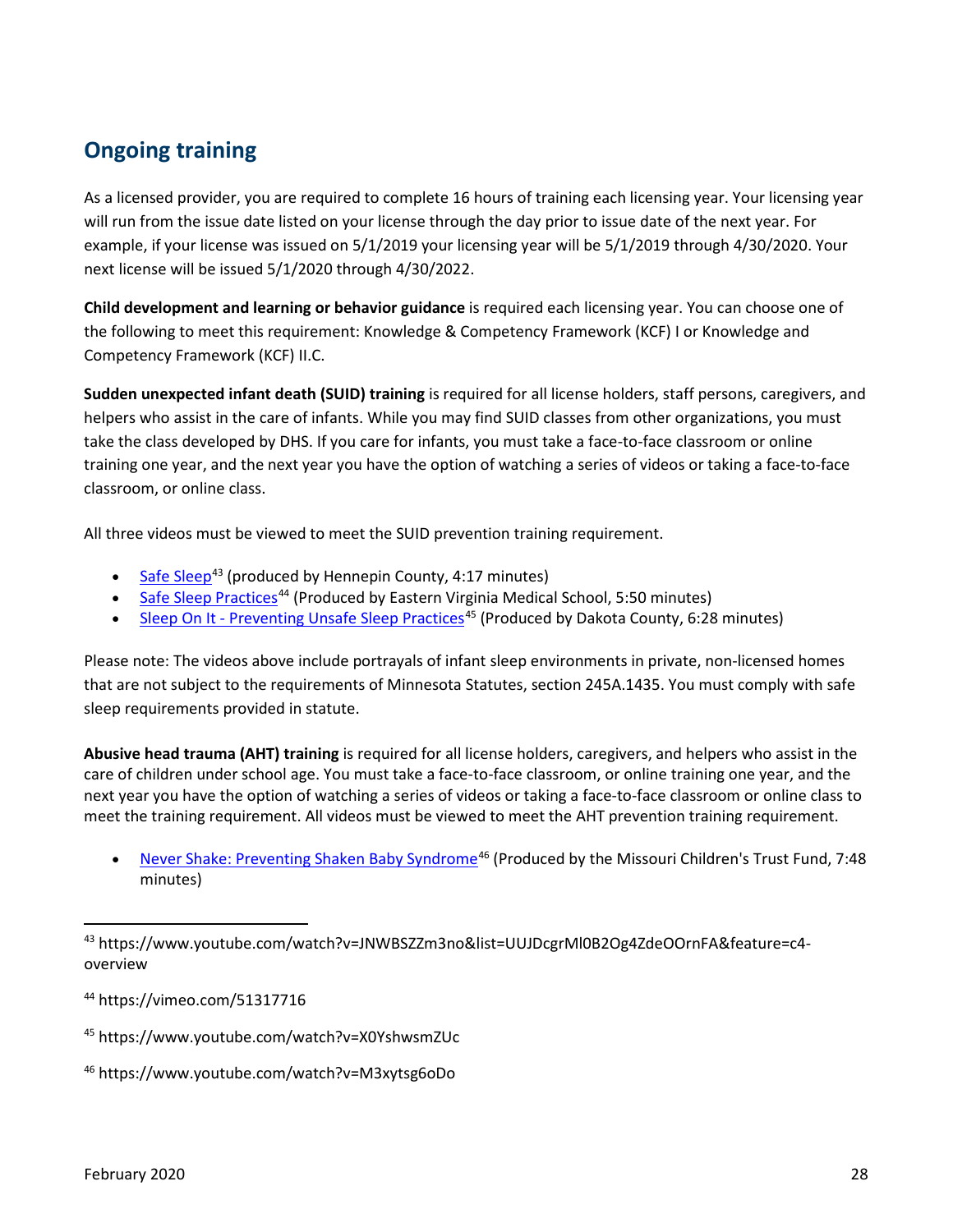## Ongoing training

As a licensed provider, you are required to complete 16 hours of training each licensing year. Your licensing year will run from the issue date listed on your license through the day prior to issue date of the next year. For example, if your license was issued on 5/1/2019 your licensing year will be 5/1/2019 through 4/30/2020. Your next license will be issued 5/1/2020 through 4/30/2022.

**Child development and learning or behavior guidance** is required each licensing year. You can choose one of the following to meet this requirement: Knowledge & Competency Framework (KCF) I or Knowledge and Competency Framework (KCF) II.C.

**Sudden unexpected infant death (SUID) training** is required for all license holders, staff persons, caregivers, and helpers who assist in the care of infants. While you may find SUID classes from other organizations, you must take the class developed by DHS. If you care for infants, you must take a face-to-face classroom or online training one year, and the next year you have the option of watching a series of videos or taking a face-to-face classroom, or online class.

All three videos must be viewed to meet the SUID prevention training requirement.

- Safe Sleep[43] (produced by Hennepin County, 4:17 minutes)
- Safe Sleep Practices[44] (Produced by Eastern Virginia Medical School, 5:50 minutes)
- Sleep On It - Preventing Unsafe Sleep Practices[45] (Produced by Dakota County, 6:28 minutes)

Please note: The videos above include portrayals of infant sleep environments in private, non-licensed homes that are not subject to the requirements of Minnesota Statutes, section 245A.1435. You must comply with safe sleep requirements provided in statute.

**Abusive head trauma (AHT) training** is required for all license holders, caregivers, and helpers who assist in the care of children under school age. You must take a face-to-face classroom, or online training one year, and the next year you have the option of watching a series of videos or taking a face-to-face classroom or online class to meet the training requirement. All videos must be viewed to meet the AHT prevention training requirement.

- Never Shake: Preventing Shaken Baby Syndrome[46] (Produced by the Missouri Children's Trust Fund, 7:48 minutes)

---

[43] https://www.youtube.com/watch?v=JNWBSZZm3no&list=UUJDcgrMl0B2Og4ZdeOOrnFA&feature=c4-overview

[44] https://vimeo.com/51317716

[45] https://www.youtube.com/watch?v=X0YshwsmZUc

[46] https://www.youtube.com/watch?v=M3xytsg6oDo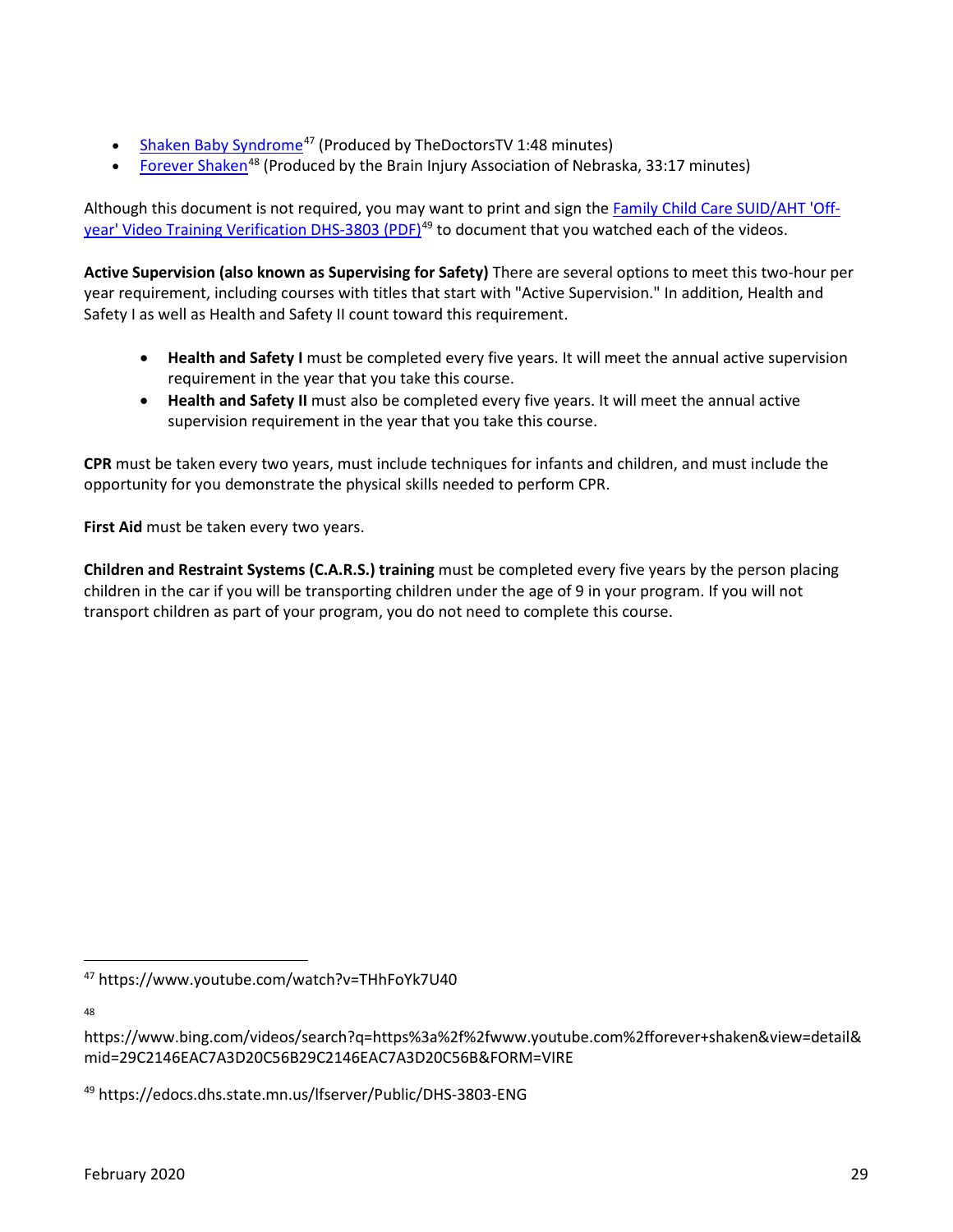- Shaken Baby Syndrome[47] (Produced by TheDoctorsTV 1:48 minutes)
- Forever Shaken[48] (Produced by the Brain Injury Association of Nebraska, 33:17 minutes)

Although this document is not required, you may want to print and sign the Family Child Care SUID/AHT 'Off-year' Video Training Verification DHS-3803 (PDF)[49] to document that you watched each of the videos.

**Active Supervision (also known as Supervising for Safety)** There are several options to meet this two-hour per year requirement, including courses with titles that start with "Active Supervision." In addition, Health and Safety I as well as Health and Safety II count toward this requirement.

- **Health and Safety I** must be completed every five years. It will meet the annual active supervision requirement in the year that you take this course.
- **Health and Safety II** must also be completed every five years. It will meet the annual active supervision requirement in the year that you take this course.

**CPR** must be taken every two years, must include techniques for infants and children, and must include the opportunity for you demonstrate the physical skills needed to perform CPR.

**First Aid** must be taken every two years.

**Children and Restraint Systems (C.A.R.S.) training** must be completed every five years by the person placing children in the car if you will be transporting children under the age of 9 in your program. If you will not transport children as part of your program, you do not need to complete this course.

---

[47] https://www.youtube.com/watch?v=THhFoYk7U40

[48] https://www.bing.com/videos/search?q=https%3a%2f%2fwww.youtube.com%2fforever+shaken&view=detail&mid=29C2146EAC7A3D20C56B29C2146EAC7A3D20C56B&FORM=VIRE

[49] https://edocs.dhs.state.mn.us/lfserver/Public/DHS-3803-ENG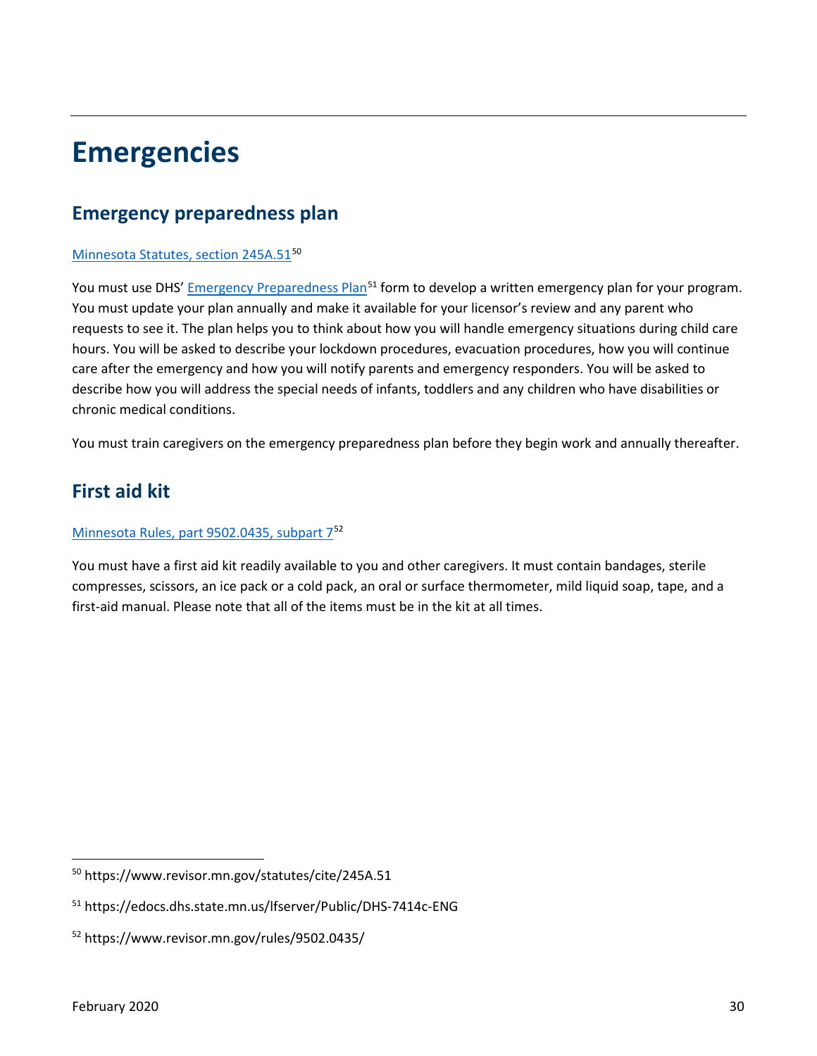# Emergencies

## Emergency preparedness plan

Minnesota Statutes, section 245A.51[50]

You must use DHS' Emergency Preparedness Plan[51] form to develop a written emergency plan for your program. You must update your plan annually and make it available for your licensor's review and any parent who requests to see it. The plan helps you to think about how you will handle emergency situations during child care hours. You will be asked to describe your lockdown procedures, evacuation procedures, how you will continue care after the emergency and how you will notify parents and emergency responders. You will be asked to describe how you will address the special needs of infants, toddlers and any children who have disabilities or chronic medical conditions.

You must train caregivers on the emergency preparedness plan before they begin work and annually thereafter.

## First aid kit

Minnesota Rules, part 9502.0435, subpart 7[52]

You must have a first aid kit readily available to you and other caregivers. It must contain bandages, sterile compresses, scissors, an ice pack or a cold pack, an oral or surface thermometer, mild liquid soap, tape, and a first-aid manual. Please note that all of the items must be in the kit at all times.

[50] https://www.revisor.mn.gov/statutes/cite/245A.51

[51] https://edocs.dhs.state.mn.us/lfserver/Public/DHS-7414c-ENG

[52] https://www.revisor.mn.gov/rules/9502.0435/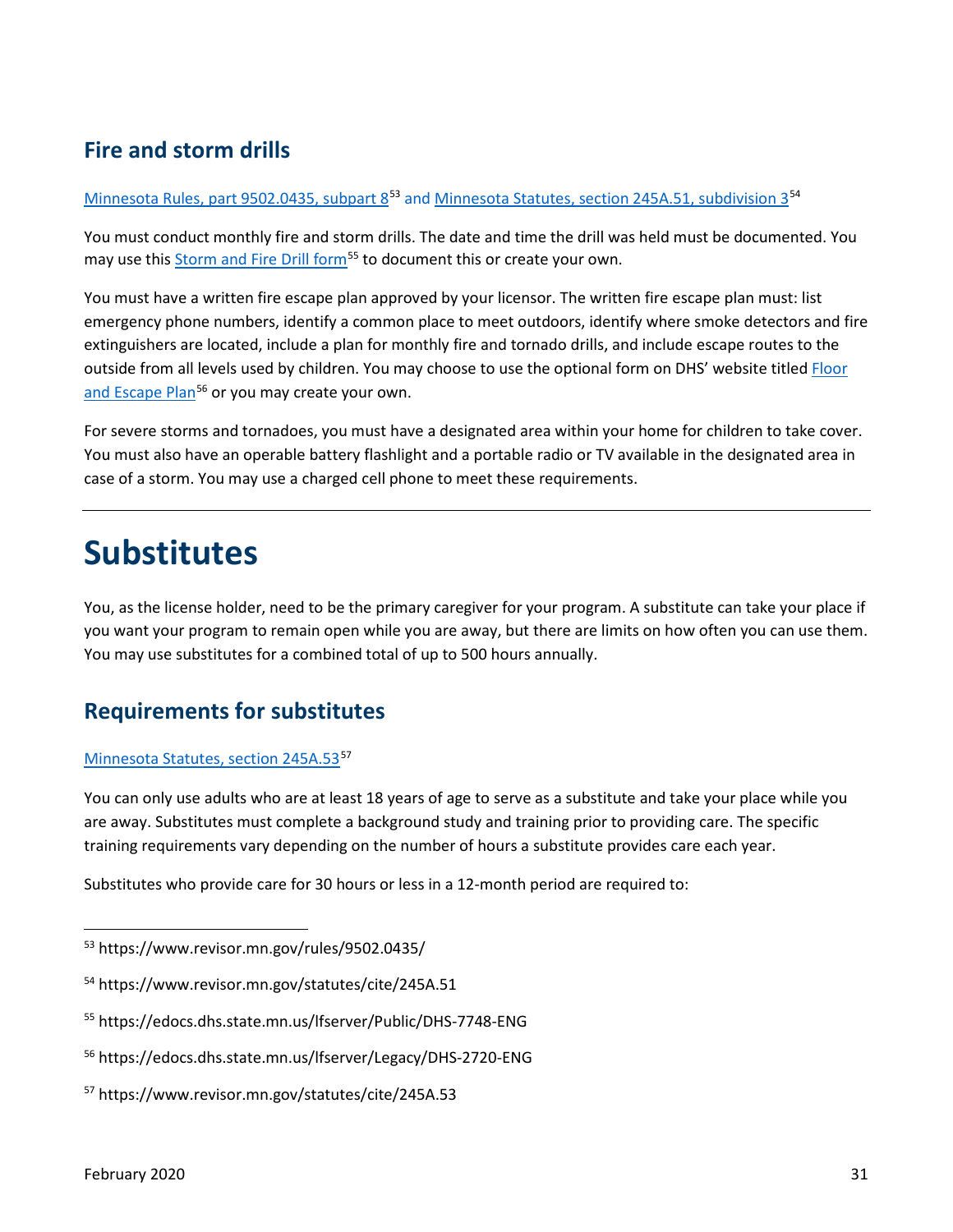## Fire and storm drills

Minnesota Rules, part 9502.0435, subpart 8[53] and Minnesota Statutes, section 245A.51, subdivision 3[54]

You must conduct monthly fire and storm drills. The date and time the drill was held must be documented. You may use this Storm and Fire Drill form[55] to document this or create your own.

You must have a written fire escape plan approved by your licensor. The written fire escape plan must: list emergency phone numbers, identify a common place to meet outdoors, identify where smoke detectors and fire extinguishers are located, include a plan for monthly fire and tornado drills, and include escape routes to the outside from all levels used by children. You may choose to use the optional form on DHS' website titled Floor and Escape Plan[56] or you may create your own.

For severe storms and tornadoes, you must have a designated area within your home for children to take cover. You must also have an operable battery flashlight and a portable radio or TV available in the designated area in case of a storm. You may use a charged cell phone to meet these requirements.

---

# Substitutes

You, as the license holder, need to be the primary caregiver for your program. A substitute can take your place if you want your program to remain open while you are away, but there are limits on how often you can use them. You may use substitutes for a combined total of up to 500 hours annually.

## Requirements for substitutes

Minnesota Statutes, section 245A.53[57]

You can only use adults who are at least 18 years of age to serve as a substitute and take your place while you are away. Substitutes must complete a background study and training prior to providing care. The specific training requirements vary depending on the number of hours a substitute provides care each year.

Substitutes who provide care for 30 hours or less in a 12-month period are required to:

---

[53] https://www.revisor.mn.gov/rules/9502.0435/

[54] https://www.revisor.mn.gov/statutes/cite/245A.51

[55] https://edocs.dhs.state.mn.us/lfserver/Public/DHS-7748-ENG

[56] https://edocs.dhs.state.mn.us/lfserver/Legacy/DHS-2720-ENG

[57] https://www.revisor.mn.gov/statutes/cite/245A.53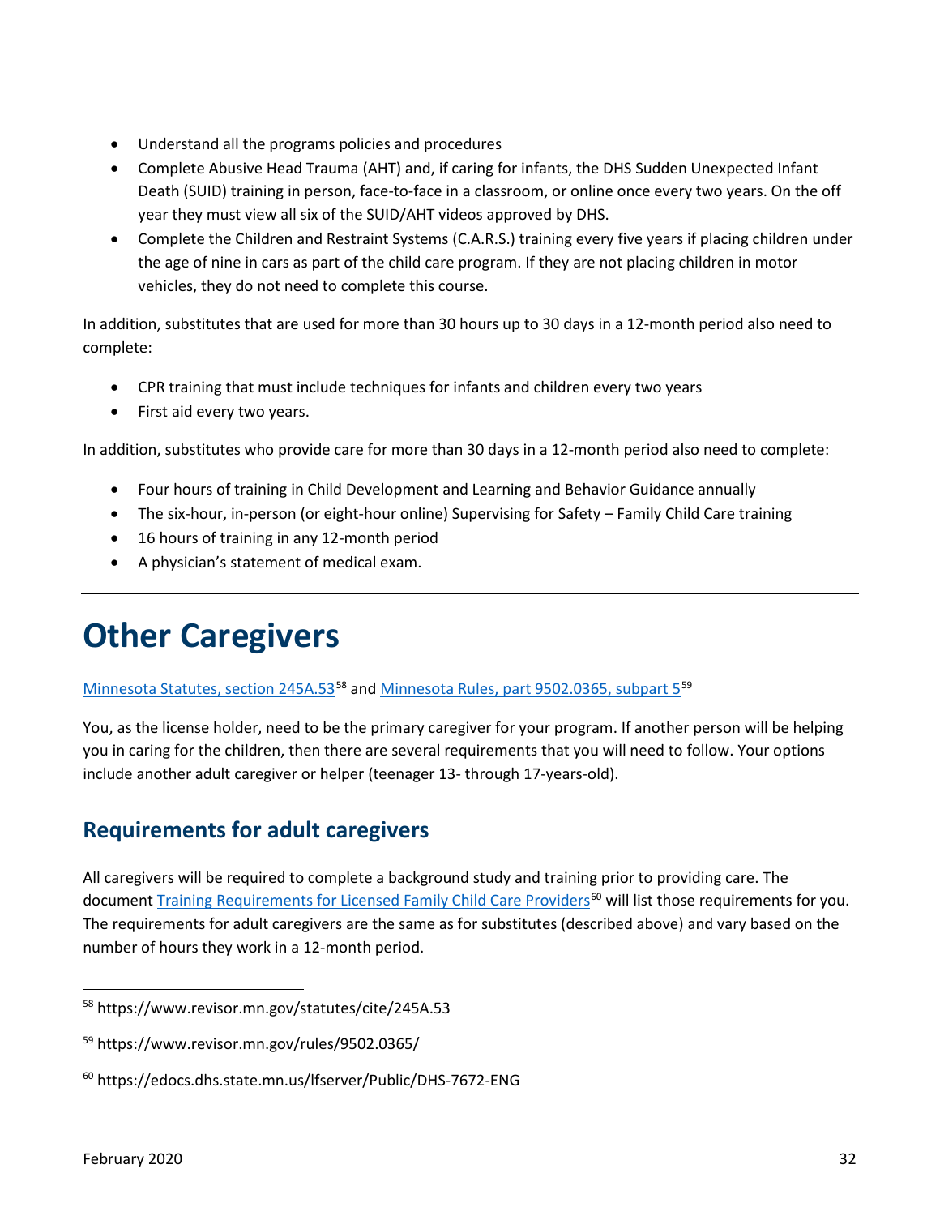- Understand all the programs policies and procedures
- Complete Abusive Head Trauma (AHT) and, if caring for infants, the DHS Sudden Unexpected Infant Death (SUID) training in person, face-to-face in a classroom, or online once every two years. On the off year they must view all six of the SUID/AHT videos approved by DHS.
- Complete the Children and Restraint Systems (C.A.R.S.) training every five years if placing children under the age of nine in cars as part of the child care program. If they are not placing children in motor vehicles, they do not need to complete this course.

In addition, substitutes that are used for more than 30 hours up to 30 days in a 12-month period also need to complete:

- CPR training that must include techniques for infants and children every two years
- First aid every two years.

In addition, substitutes who provide care for more than 30 days in a 12-month period also need to complete:

- Four hours of training in Child Development and Learning and Behavior Guidance annually
- The six-hour, in-person (or eight-hour online) Supervising for Safety – Family Child Care training
- 16 hours of training in any 12-month period
- A physician's statement of medical exam.

---

# Other Caregivers

Minnesota Statutes, section 245A.53[58] and Minnesota Rules, part 9502.0365, subpart 5[59]

You, as the license holder, need to be the primary caregiver for your program. If another person will be helping you in caring for the children, then there are several requirements that you will need to follow. Your options include another adult caregiver or helper (teenager 13- through 17-years-old).

## Requirements for adult caregivers

All caregivers will be required to complete a background study and training prior to providing care. The document Training Requirements for Licensed Family Child Care Providers[60] will list those requirements for you. The requirements for adult caregivers are the same as for substitutes (described above) and vary based on the number of hours they work in a 12-month period.

---

[58] https://www.revisor.mn.gov/statutes/cite/245A.53

[59] https://www.revisor.mn.gov/rules/9502.0365/

[60] https://edocs.dhs.state.mn.us/lfserver/Public/DHS-7672-ENG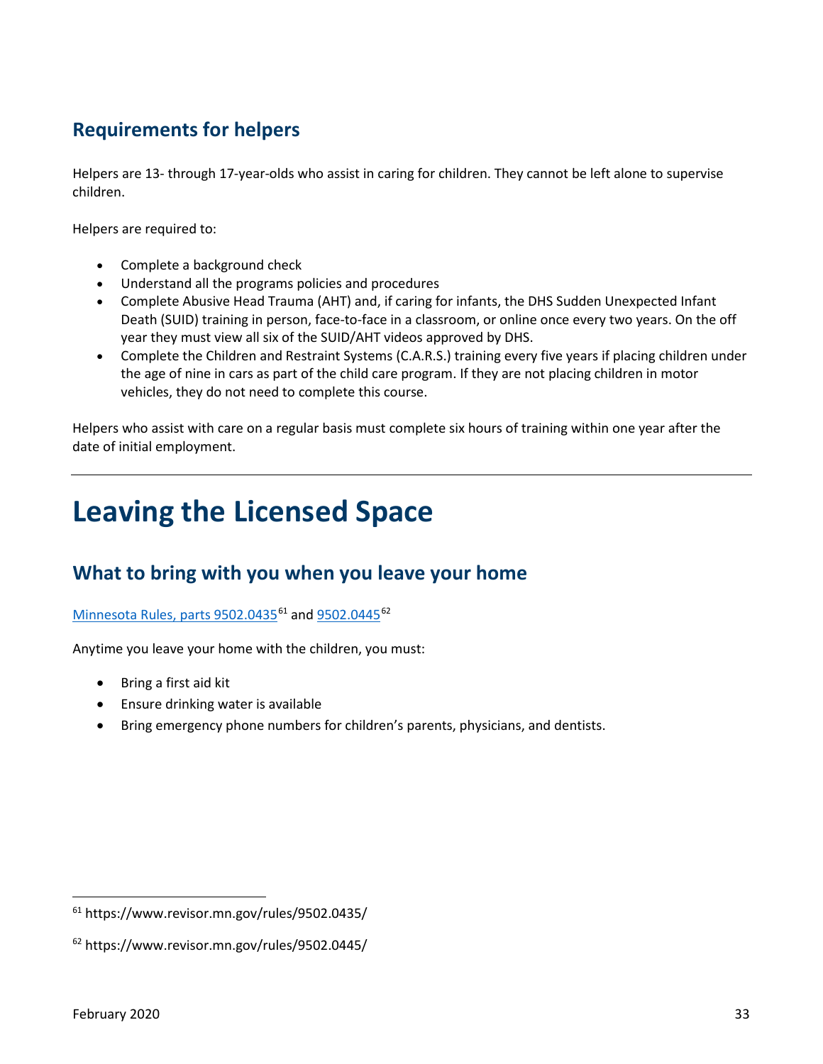## Requirements for helpers

Helpers are 13- through 17-year-olds who assist in caring for children. They cannot be left alone to supervise children.

Helpers are required to:

- Complete a background check
- Understand all the programs policies and procedures
- Complete Abusive Head Trauma (AHT) and, if caring for infants, the DHS Sudden Unexpected Infant Death (SUID) training in person, face-to-face in a classroom, or online once every two years. On the off year they must view all six of the SUID/AHT videos approved by DHS.
- Complete the Children and Restraint Systems (C.A.R.S.) training every five years if placing children under the age of nine in cars as part of the child care program. If they are not placing children in motor vehicles, they do not need to complete this course.

Helpers who assist with care on a regular basis must complete six hours of training within one year after the date of initial employment.

---

# Leaving the Licensed Space

## What to bring with you when you leave your home

Minnesota Rules, parts 9502.0435[61] and 9502.0445[62]

Anytime you leave your home with the children, you must:

- Bring a first aid kit
- Ensure drinking water is available
- Bring emergency phone numbers for children's parents, physicians, and dentists.

[61] https://www.revisor.mn.gov/rules/9502.0435/

[62] https://www.revisor.mn.gov/rules/9502.0445/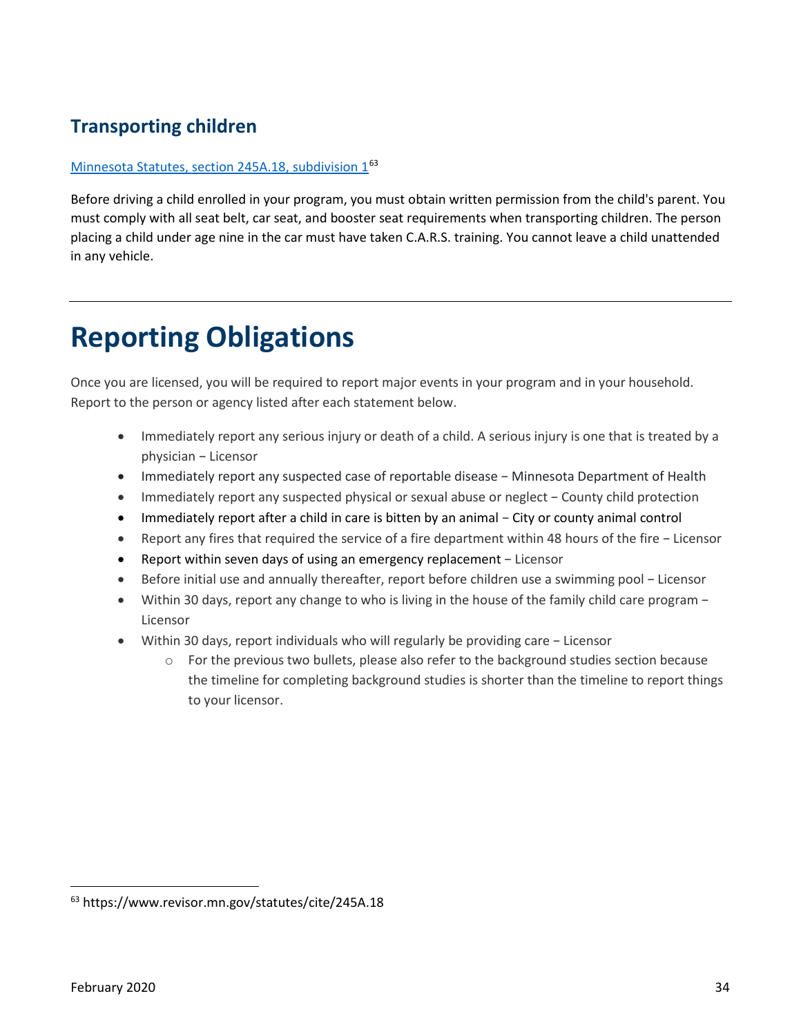## Transporting children

[Minnesota Statutes, section 245A.18, subdivision 1](https://www.revisor.mn.gov/statutes/cite/245A.18)[63]

Before driving a child enrolled in your program, you must obtain written permission from the child's parent. You must comply with all seat belt, car seat, and booster seat requirements when transporting children. The person placing a child under age nine in the car must have taken C.A.R.S. training. You cannot leave a child unattended in any vehicle.

---

# Reporting Obligations

Once you are licensed, you will be required to report major events in your program and in your household. Report to the person or agency listed after each statement below.

- Immediately report any serious injury or death of a child. A serious injury is one that is treated by a physician − Licensor
- Immediately report any suspected case of reportable disease − Minnesota Department of Health
- Immediately report any suspected physical or sexual abuse or neglect − County child protection
- Immediately report after a child in care is bitten by an animal − City or county animal control
- Report any fires that required the service of a fire department within 48 hours of the fire − Licensor
- Report within seven days of using an emergency replacement − Licensor
- Before initial use and annually thereafter, report before children use a swimming pool − Licensor
- Within 30 days, report any change to who is living in the house of the family child care program − Licensor
- Within 30 days, report individuals who will regularly be providing care − Licensor
  - For the previous two bullets, please also refer to the background studies section because the timeline for completing background studies is shorter than the timeline to report things to your licensor.

[63] https://www.revisor.mn.gov/statutes/cite/245A.18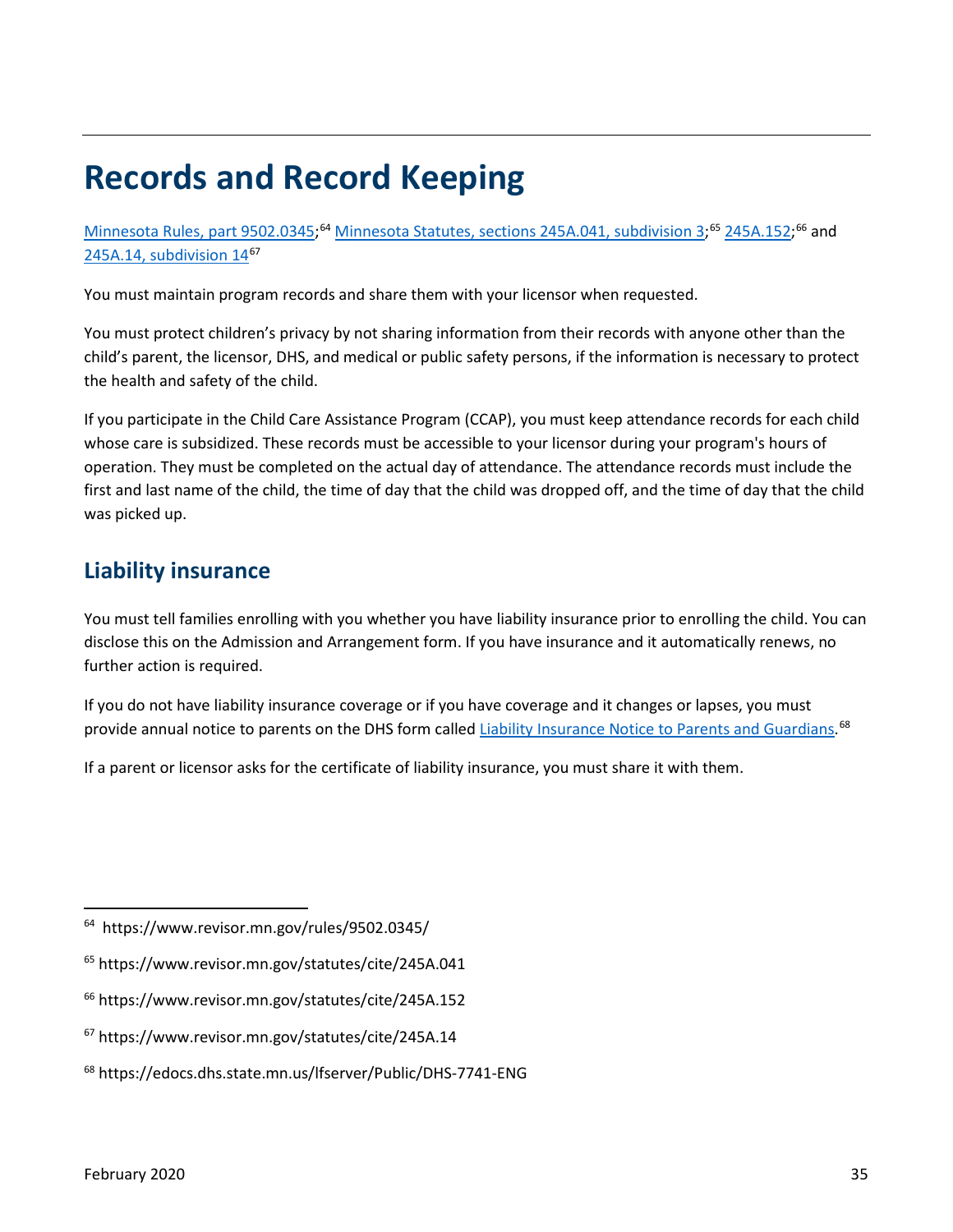# Records and Record Keeping

Minnesota Rules, part 9502.0345;[64] Minnesota Statutes, sections 245A.041, subdivision 3;[65] 245A.152;[66] and 245A.14, subdivision 14[67]

You must maintain program records and share them with your licensor when requested.

You must protect children's privacy by not sharing information from their records with anyone other than the child's parent, the licensor, DHS, and medical or public safety persons, if the information is necessary to protect the health and safety of the child.

If you participate in the Child Care Assistance Program (CCAP), you must keep attendance records for each child whose care is subsidized. These records must be accessible to your licensor during your program's hours of operation. They must be completed on the actual day of attendance. The attendance records must include the first and last name of the child, the time of day that the child was dropped off, and the time of day that the child was picked up.

## Liability insurance

You must tell families enrolling with you whether you have liability insurance prior to enrolling the child. You can disclose this on the Admission and Arrangement form. If you have insurance and it automatically renews, no further action is required.

If you do not have liability insurance coverage or if you have coverage and it changes or lapses, you must provide annual notice to parents on the DHS form called Liability Insurance Notice to Parents and Guardians.[68]

If a parent or licensor asks for the certificate of liability insurance, you must share it with them.

---

[64] https://www.revisor.mn.gov/rules/9502.0345/

[65] https://www.revisor.mn.gov/statutes/cite/245A.041

[66] https://www.revisor.mn.gov/statutes/cite/245A.152

[67] https://www.revisor.mn.gov/statutes/cite/245A.14

[68] https://edocs.dhs.state.mn.us/lfserver/Public/DHS-7741-ENG

February 2020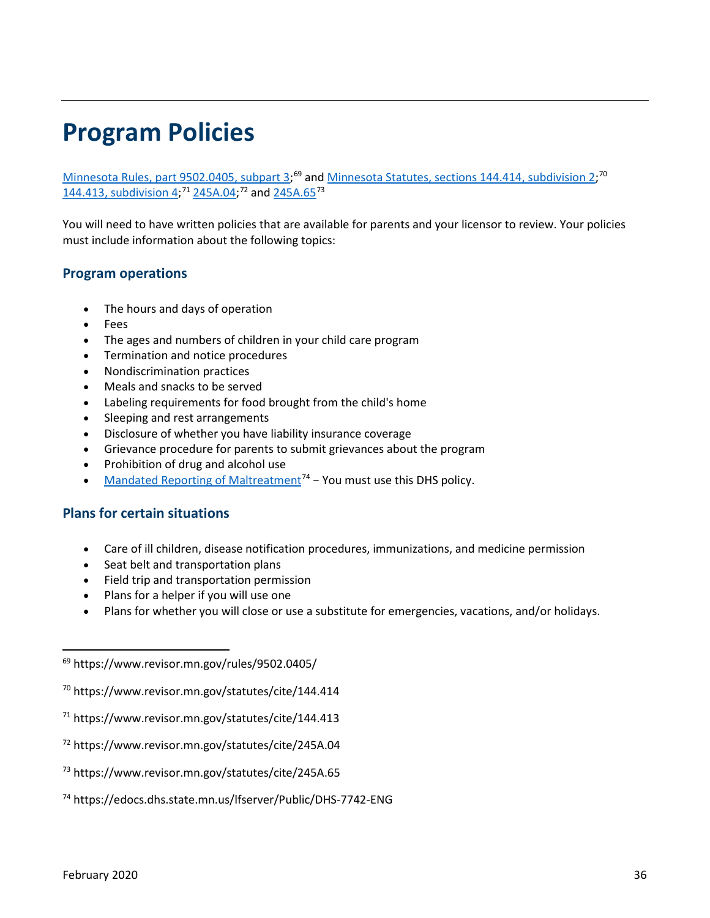# Program Policies

Minnesota Rules, part 9502.0405, subpart 3;[69] and Minnesota Statutes, sections 144.414, subdivision 2;[70] 144.413, subdivision 4;[71] 245A.04;[72] and 245A.65[73]

You will need to have written policies that are available for parents and your licensor to review. Your policies must include information about the following topics:

### Program operations

- The hours and days of operation
- Fees
- The ages and numbers of children in your child care program
- Termination and notice procedures
- Nondiscrimination practices
- Meals and snacks to be served
- Labeling requirements for food brought from the child's home
- Sleeping and rest arrangements
- Disclosure of whether you have liability insurance coverage
- Grievance procedure for parents to submit grievances about the program
- Prohibition of drug and alcohol use
- Mandated Reporting of Maltreatment[74] − You must use this DHS policy.

### Plans for certain situations

- Care of ill children, disease notification procedures, immunizations, and medicine permission
- Seat belt and transportation plans
- Field trip and transportation permission
- Plans for a helper if you will use one
- Plans for whether you will close or use a substitute for emergencies, vacations, and/or holidays.

---

[69] https://www.revisor.mn.gov/rules/9502.0405/

[70] https://www.revisor.mn.gov/statutes/cite/144.414

[71] https://www.revisor.mn.gov/statutes/cite/144.413

[72] https://www.revisor.mn.gov/statutes/cite/245A.04

[73] https://www.revisor.mn.gov/statutes/cite/245A.65

[74] https://edocs.dhs.state.mn.us/lfserver/Public/DHS-7742-ENG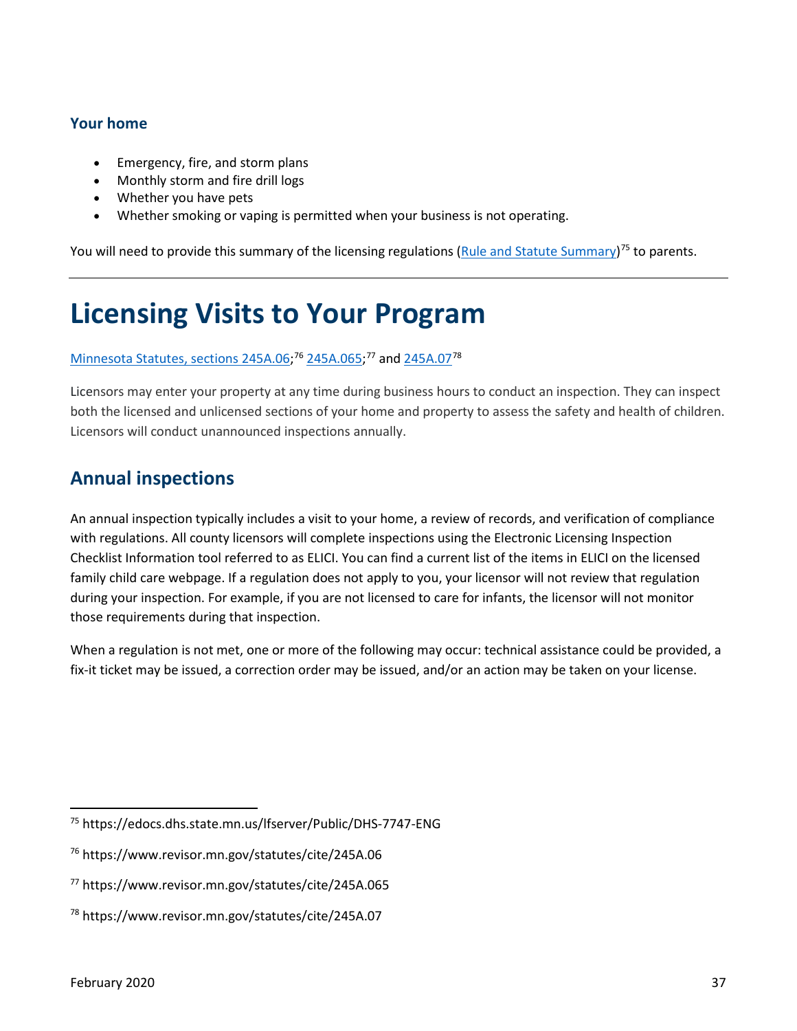### Your home

- Emergency, fire, and storm plans
- Monthly storm and fire drill logs
- Whether you have pets
- Whether smoking or vaping is permitted when your business is not operating.

You will need to provide this summary of the licensing regulations (Rule and Statute Summary)[75] to parents.

---

# Licensing Visits to Your Program

Minnesota Statutes, sections 245A.06;[76] 245A.065;[77] and 245A.07[78]

Licensors may enter your property at any time during business hours to conduct an inspection. They can inspect both the licensed and unlicensed sections of your home and property to assess the safety and health of children. Licensors will conduct unannounced inspections annually.

## Annual inspections

An annual inspection typically includes a visit to your home, a review of records, and verification of compliance with regulations. All county licensors will complete inspections using the Electronic Licensing Inspection Checklist Information tool referred to as ELICI. You can find a current list of the items in ELICI on the licensed family child care webpage. If a regulation does not apply to you, your licensor will not review that regulation during your inspection. For example, if you are not licensed to care for infants, the licensor will not monitor those requirements during that inspection.

When a regulation is not met, one or more of the following may occur: technical assistance could be provided, a fix-it ticket may be issued, a correction order may be issued, and/or an action may be taken on your license.

---

[75] https://edocs.dhs.state.mn.us/lfserver/Public/DHS-7747-ENG

[76] https://www.revisor.mn.gov/statutes/cite/245A.06

[77] https://www.revisor.mn.gov/statutes/cite/245A.065

[78] https://www.revisor.mn.gov/statutes/cite/245A.07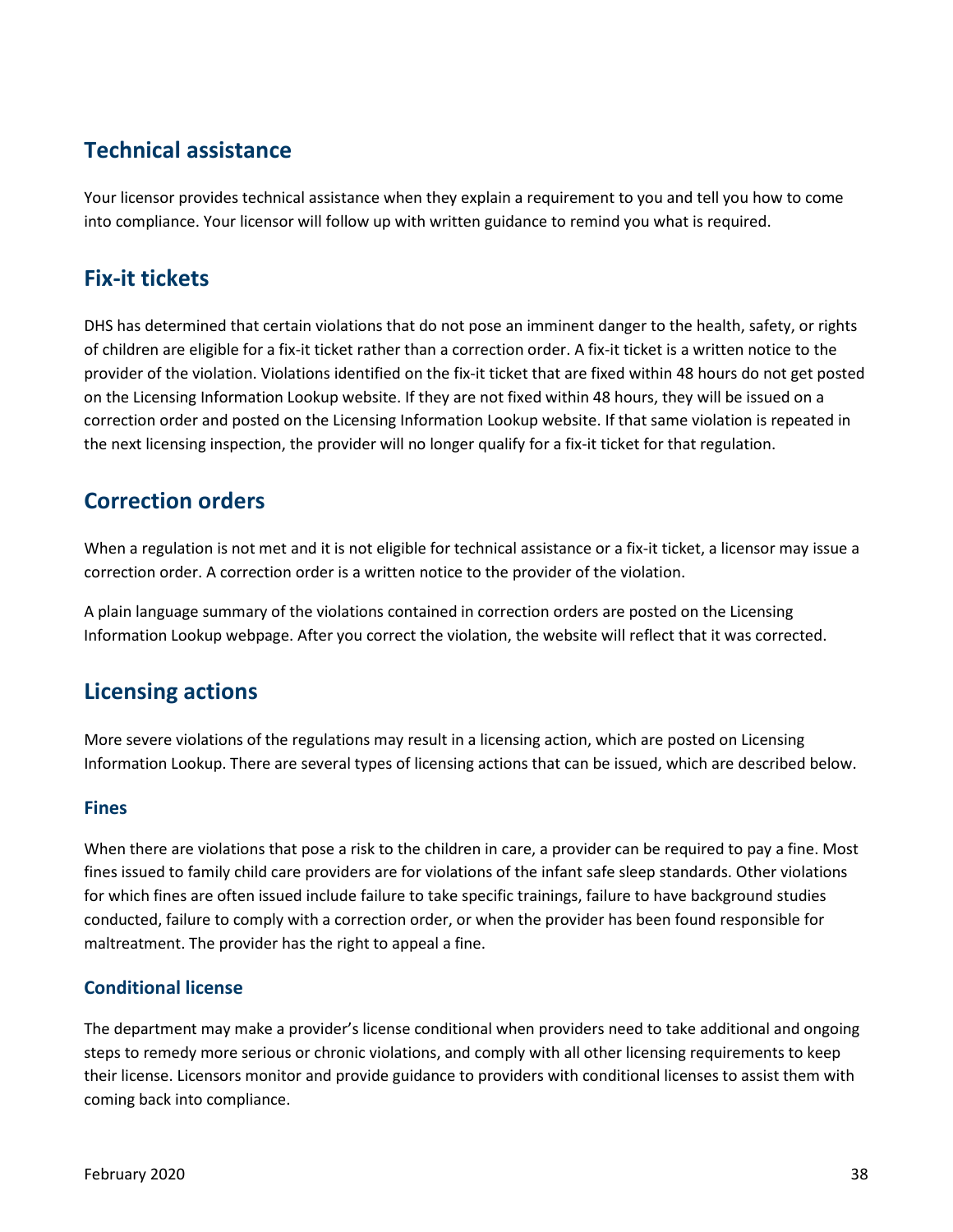## Technical assistance

Your licensor provides technical assistance when they explain a requirement to you and tell you how to come into compliance. Your licensor will follow up with written guidance to remind you what is required.

## Fix-it tickets

DHS has determined that certain violations that do not pose an imminent danger to the health, safety, or rights of children are eligible for a fix-it ticket rather than a correction order. A fix-it ticket is a written notice to the provider of the violation. Violations identified on the fix-it ticket that are fixed within 48 hours do not get posted on the Licensing Information Lookup website. If they are not fixed within 48 hours, they will be issued on a correction order and posted on the Licensing Information Lookup website. If that same violation is repeated in the next licensing inspection, the provider will no longer qualify for a fix-it ticket for that regulation.

## Correction orders

When a regulation is not met and it is not eligible for technical assistance or a fix-it ticket, a licensor may issue a correction order. A correction order is a written notice to the provider of the violation.

A plain language summary of the violations contained in correction orders are posted on the Licensing Information Lookup webpage. After you correct the violation, the website will reflect that it was corrected.

## Licensing actions

More severe violations of the regulations may result in a licensing action, which are posted on Licensing Information Lookup. There are several types of licensing actions that can be issued, which are described below.

### Fines

When there are violations that pose a risk to the children in care, a provider can be required to pay a fine. Most fines issued to family child care providers are for violations of the infant safe sleep standards. Other violations for which fines are often issued include failure to take specific trainings, failure to have background studies conducted, failure to comply with a correction order, or when the provider has been found responsible for maltreatment. The provider has the right to appeal a fine.

### Conditional license

The department may make a provider's license conditional when providers need to take additional and ongoing steps to remedy more serious or chronic violations, and comply with all other licensing requirements to keep their license. Licensors monitor and provide guidance to providers with conditional licenses to assist them with coming back into compliance.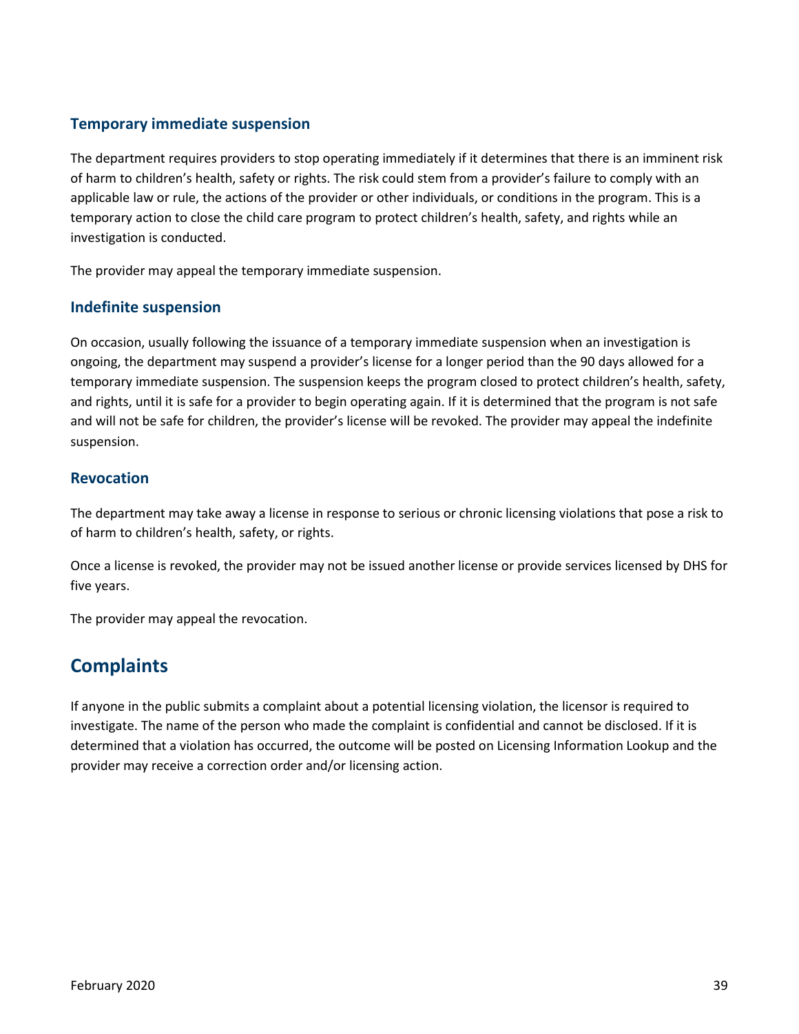### Temporary immediate suspension

The department requires providers to stop operating immediately if it determines that there is an imminent risk of harm to children's health, safety or rights. The risk could stem from a provider's failure to comply with an applicable law or rule, the actions of the provider or other individuals, or conditions in the program. This is a temporary action to close the child care program to protect children's health, safety, and rights while an investigation is conducted.

The provider may appeal the temporary immediate suspension.

### Indefinite suspension

On occasion, usually following the issuance of a temporary immediate suspension when an investigation is ongoing, the department may suspend a provider's license for a longer period than the 90 days allowed for a temporary immediate suspension. The suspension keeps the program closed to protect children's health, safety, and rights, until it is safe for a provider to begin operating again. If it is determined that the program is not safe and will not be safe for children, the provider's license will be revoked. The provider may appeal the indefinite suspension.

### Revocation

The department may take away a license in response to serious or chronic licensing violations that pose a risk to of harm to children's health, safety, or rights.

Once a license is revoked, the provider may not be issued another license or provide services licensed by DHS for five years.

The provider may appeal the revocation.

## Complaints

If anyone in the public submits a complaint about a potential licensing violation, the licensor is required to investigate. The name of the person who made the complaint is confidential and cannot be disclosed. If it is determined that a violation has occurred, the outcome will be posted on Licensing Information Lookup and the provider may receive a correction order and/or licensing action.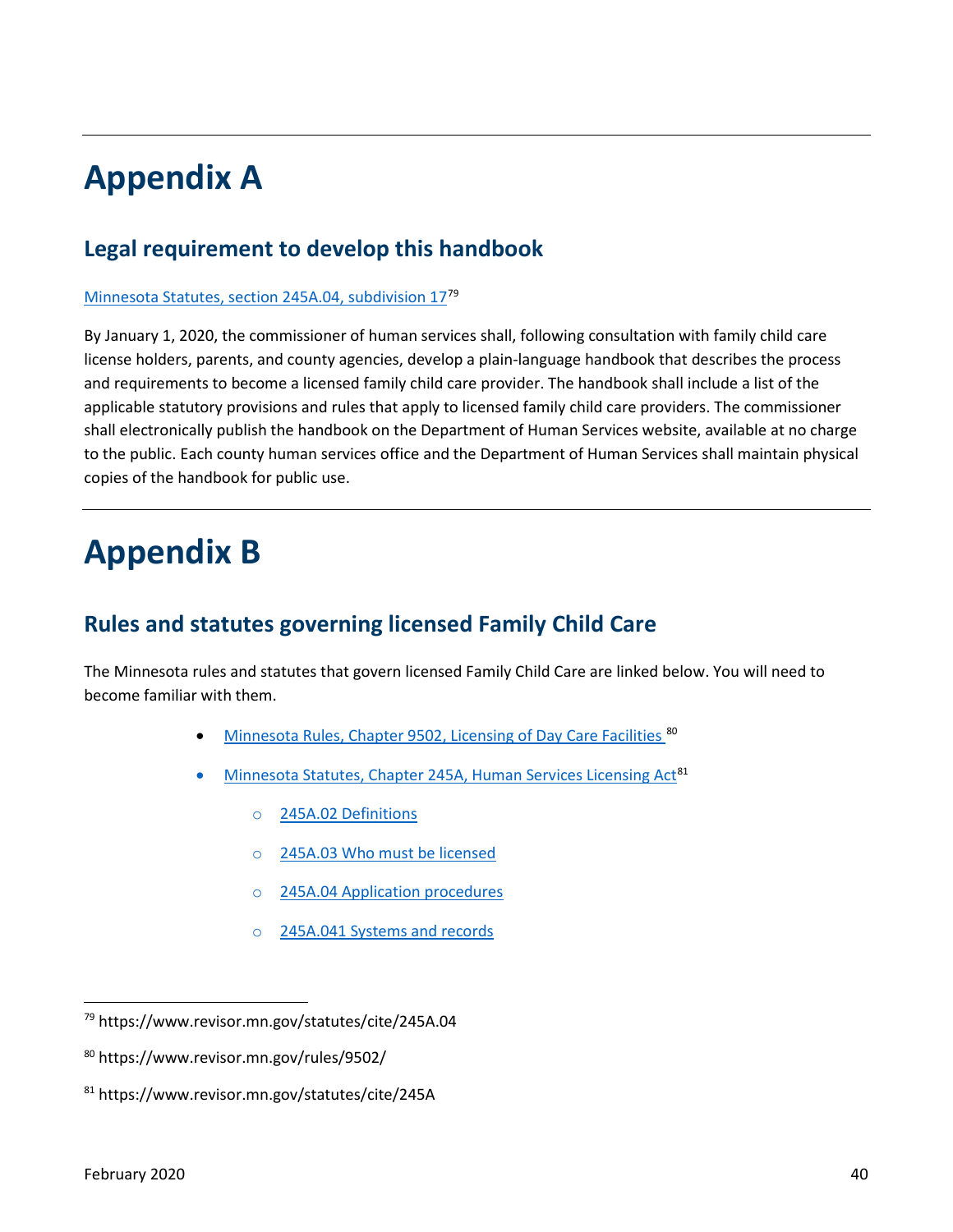# Appendix A

## Legal requirement to develop this handbook

Minnesota Statutes, section 245A.04, subdivision 17[79]

By January 1, 2020, the commissioner of human services shall, following consultation with family child care license holders, parents, and county agencies, develop a plain-language handbook that describes the process and requirements to become a licensed family child care provider. The handbook shall include a list of the applicable statutory provisions and rules that apply to licensed family child care providers. The commissioner shall electronically publish the handbook on the Department of Human Services website, available at no charge to the public. Each county human services office and the Department of Human Services shall maintain physical copies of the handbook for public use.

# Appendix B

## Rules and statutes governing licensed Family Child Care

The Minnesota rules and statutes that govern licensed Family Child Care are linked below. You will need to become familiar with them.

- Minnesota Rules, Chapter 9502, Licensing of Day Care Facilities [80]
- Minnesota Statutes, Chapter 245A, Human Services Licensing Act[81]
  - 245A.02 Definitions
  - 245A.03 Who must be licensed
  - 245A.04 Application procedures
  - 245A.041 Systems and records

[79] https://www.revisor.mn.gov/statutes/cite/245A.04

[80] https://www.revisor.mn.gov/rules/9502/

[81] https://www.revisor.mn.gov/statutes/cite/245A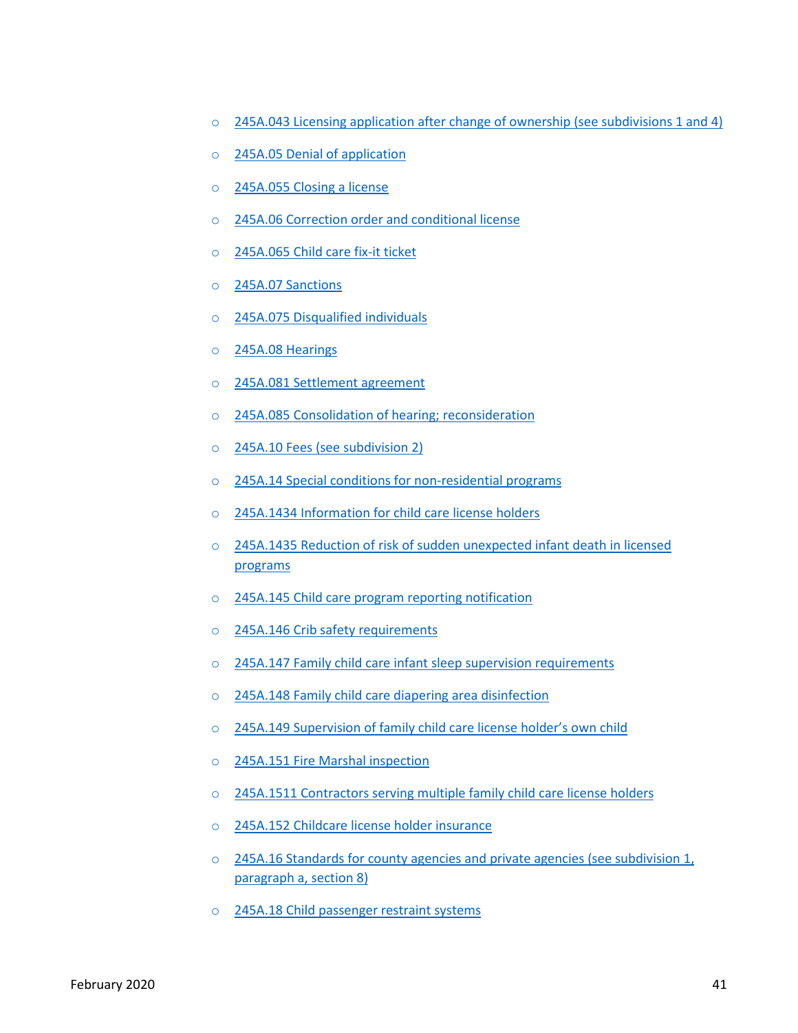- 245A.043 Licensing application after change of ownership (see subdivisions 1 and 4)
- 245A.05 Denial of application
- 245A.055 Closing a license
- 245A.06 Correction order and conditional license
- 245A.065 Child care fix-it ticket
- 245A.07 Sanctions
- 245A.075 Disqualified individuals
- 245A.08 Hearings
- 245A.081 Settlement agreement
- 245A.085 Consolidation of hearing; reconsideration
- 245A.10 Fees (see subdivision 2)
- 245A.14 Special conditions for non-residential programs
- 245A.1434 Information for child care license holders
- 245A.1435 Reduction of risk of sudden unexpected infant death in licensed programs
- 245A.145 Child care program reporting notification
- 245A.146 Crib safety requirements
- 245A.147 Family child care infant sleep supervision requirements
- 245A.148 Family child care diapering area disinfection
- 245A.149 Supervision of family child care license holder's own child
- 245A.151 Fire Marshal inspection
- 245A.1511 Contractors serving multiple family child care license holders
- 245A.152 Childcare license holder insurance
- 245A.16 Standards for county agencies and private agencies (see subdivision 1, paragraph a, section 8)
- 245A.18 Child passenger restraint systems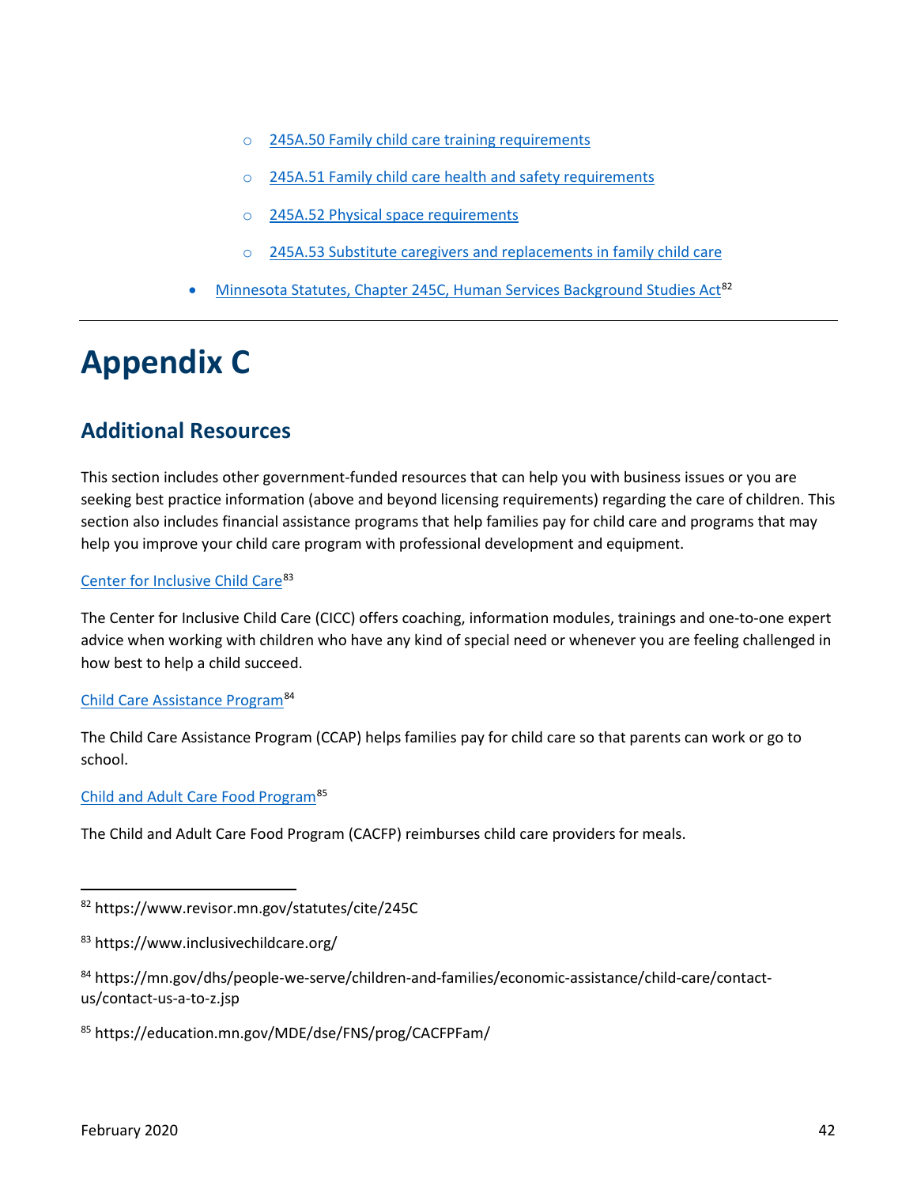- 245A.50 Family child care training requirements
- 245A.51 Family child care health and safety requirements
- 245A.52 Physical space requirements
- 245A.53 Substitute caregivers and replacements in family child care

- Minnesota Statutes, Chapter 245C, Human Services Background Studies Act[82]

---

# Appendix C

## Additional Resources

This section includes other government-funded resources that can help you with business issues or you are seeking best practice information (above and beyond licensing requirements) regarding the care of children. This section also includes financial assistance programs that help families pay for child care and programs that may help you improve your child care program with professional development and equipment.

Center for Inclusive Child Care[83]

The Center for Inclusive Child Care (CICC) offers coaching, information modules, trainings and one-to-one expert advice when working with children who have any kind of special need or whenever you are feeling challenged in how best to help a child succeed.

Child Care Assistance Program[84]

The Child Care Assistance Program (CCAP) helps families pay for child care so that parents can work or go to school.

Child and Adult Care Food Program[85]

The Child and Adult Care Food Program (CACFP) reimburses child care providers for meals.

---

[82] https://www.revisor.mn.gov/statutes/cite/245C

[83] https://www.inclusivechildcare.org/

[84] https://mn.gov/dhs/people-we-serve/children-and-families/economic-assistance/child-care/contact-us/contact-us-a-to-z.jsp

[85] https://education.mn.gov/MDE/dse/FNS/prog/CACFPFam/

February 2020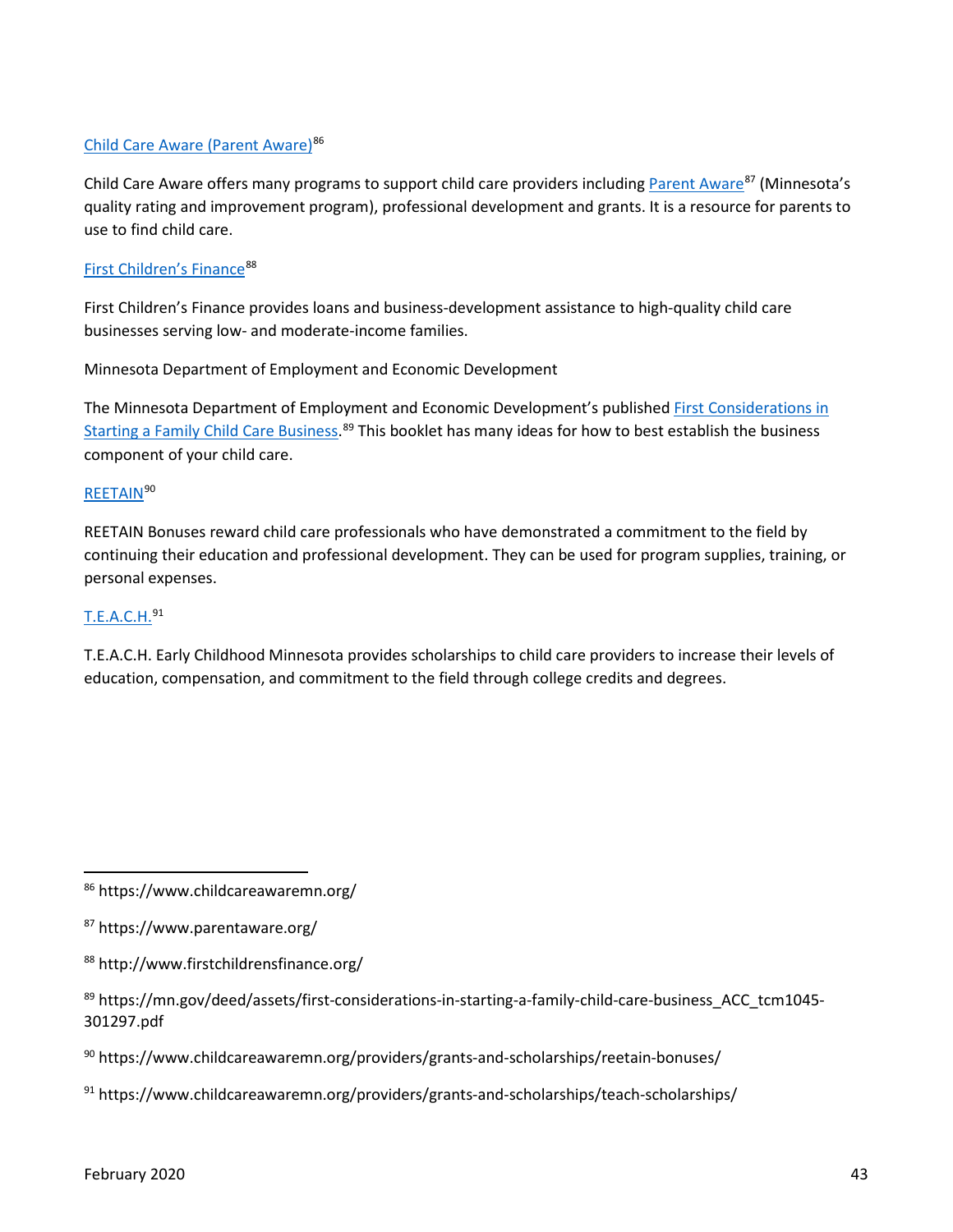Child Care Aware (Parent Aware)[86]

Child Care Aware offers many programs to support child care providers including Parent Aware[87] (Minnesota's quality rating and improvement program), professional development and grants. It is a resource for parents to use to find child care.

First Children's Finance[88]

First Children's Finance provides loans and business-development assistance to high-quality child care businesses serving low- and moderate-income families.

Minnesota Department of Employment and Economic Development

The Minnesota Department of Employment and Economic Development's published First Considerations in Starting a Family Child Care Business.[89] This booklet has many ideas for how to best establish the business component of your child care.

REETAIN[90]

REETAIN Bonuses reward child care professionals who have demonstrated a commitment to the field by continuing their education and professional development. They can be used for program supplies, training, or personal expenses.

T.E.A.C.H.[91]

T.E.A.C.H. Early Childhood Minnesota provides scholarships to child care providers to increase their levels of education, compensation, and commitment to the field through college credits and degrees.

---

[86] https://www.childcareawaremn.org/

[87] https://www.parentaware.org/

[88] http://www.firstchildrensfinance.org/

[89] https://mn.gov/deed/assets/first-considerations-in-starting-a-family-child-care-business_ACC_tcm1045-301297.pdf

[90] https://www.childcareawaremn.org/providers/grants-and-scholarships/reetain-bonuses/

[91] https://www.childcareawaremn.org/providers/grants-and-scholarships/teach-scholarships/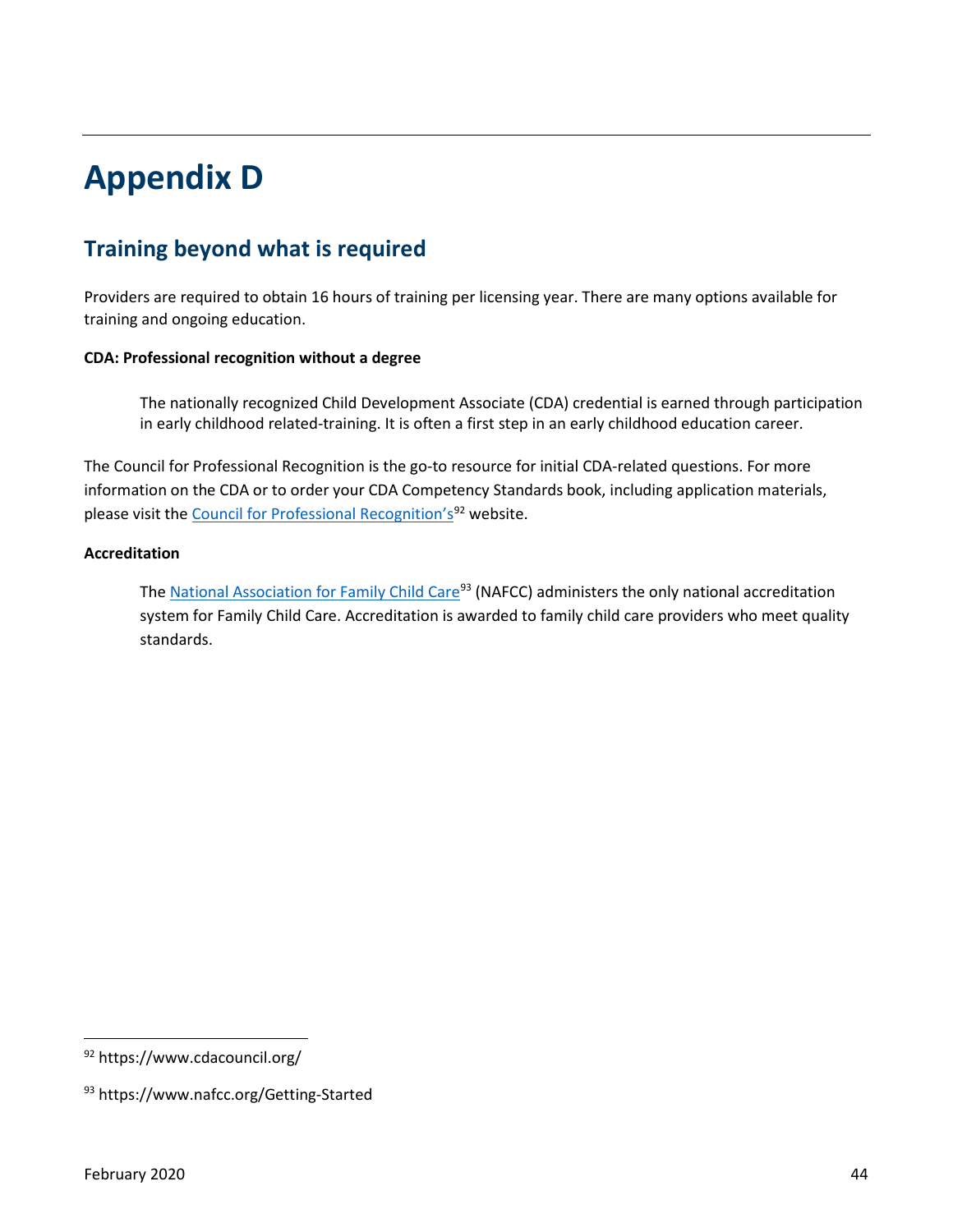# Appendix D

## Training beyond what is required

Providers are required to obtain 16 hours of training per licensing year. There are many options available for training and ongoing education.

**CDA: Professional recognition without a degree**

> The nationally recognized Child Development Associate (CDA) credential is earned through participation in early childhood related-training. It is often a first step in an early childhood education career.

The Council for Professional Recognition is the go-to resource for initial CDA-related questions. For more information on the CDA or to order your CDA Competency Standards book, including application materials, please visit the Council for Professional Recognition's[92] website.

**Accreditation**

> The National Association for Family Child Care[93] (NAFCC) administers the only national accreditation system for Family Child Care. Accreditation is awarded to family child care providers who meet quality standards.

---

[92] https://www.cdacouncil.org/

[93] https://www.nafcc.org/Getting-Started